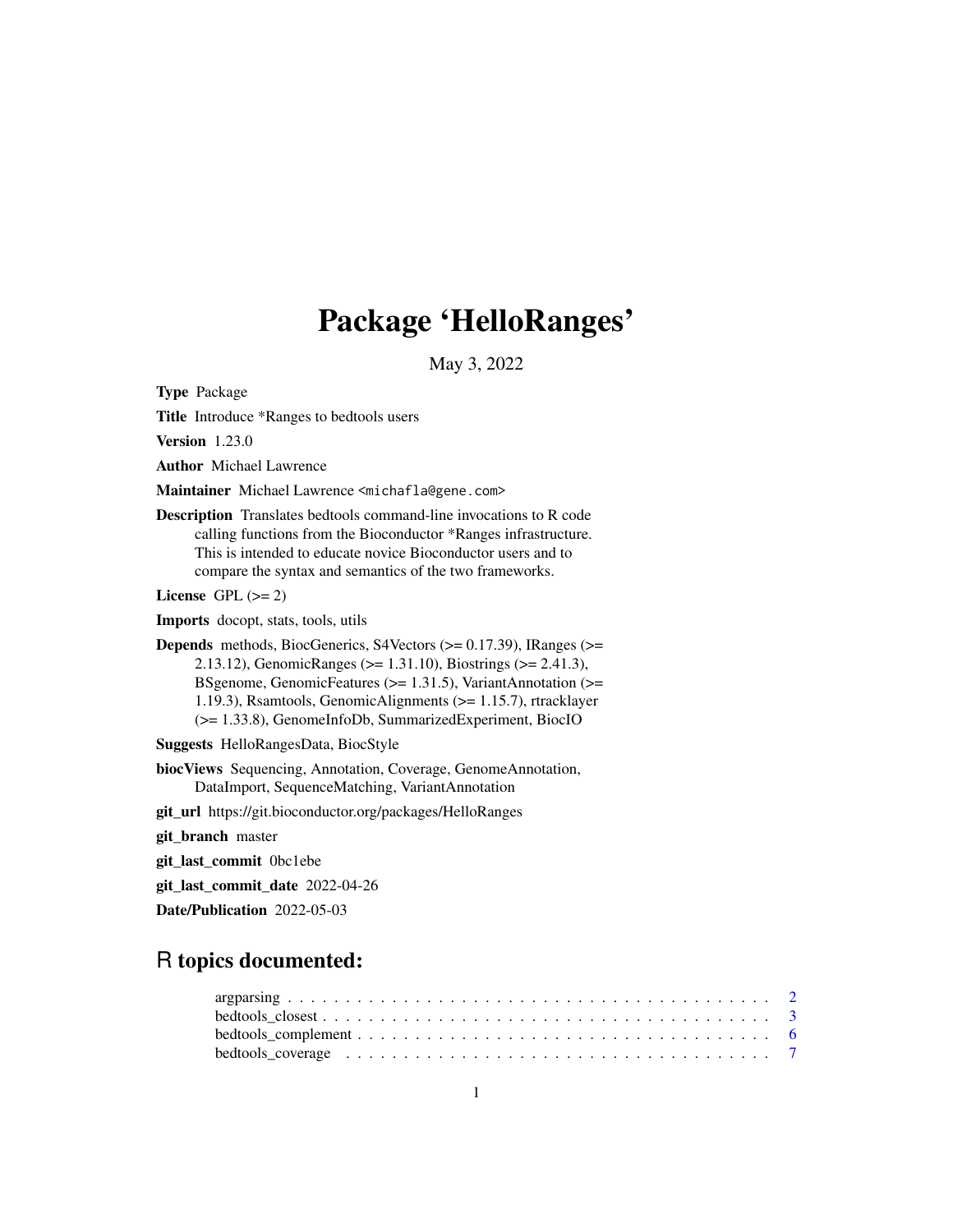# Package 'HelloRanges'

May 3, 2022

**Type** Package

**Title** Introduce *Ranges to bedtools users

**Version** 1.23.0

**Author** Michael Lawrence

**Maintainer** Michael Lawrence <michafla@gene.com>

**Description** Translates bedtools command-line invocations to R code calling functions from the Bioconductor *Ranges infrastructure. This is intended to educate novice Bioconductor users and to compare the syntax and semantics of the two frameworks.

**License** GPL (>= 2)

**Imports** docopt, stats, tools, utils

**Depends** methods, BiocGenerics, S4Vectors (>= 0.17.39), IRanges (>= 2.13.12), GenomicRanges (>= 1.31.10), Biostrings (>= 2.41.3), BSgenome, GenomicFeatures (>= 1.31.5), VariantAnnotation (>= 1.19.3), Rsamtools, GenomicAlignments (>= 1.15.7), rtracklayer (>= 1.33.8), GenomeInfoDb, SummarizedExperiment, BiocIO

**Suggests** HelloRangesData, BiocStyle

**biocViews** Sequencing, Annotation, Coverage, GenomeAnnotation, DataImport, SequenceMatching, VariantAnnotation

**git_url** https://git.bioconductor.org/packages/HelloRanges

**git_branch** master

**git_last_commit** 0bc1ebe

**git_last_commit_date** 2022-04-26

**Date/Publication** 2022-05-03

## R topics documented:

argparsing . . . . . . . . . . . . . . . . . . . . . . . . . . . . . . . . . . . . . . . . . . . 2
bedtools_closest . . . . . . . . . . . . . . . . . . . . . . . . . . . . . . . . . . . . . . . . 3
bedtools_complement . . . . . . . . . . . . . . . . . . . . . . . . . . . . . . . . . . . . . 6
bedtools_coverage . . . . . . . . . . . . . . . . . . . . . . . . . . . . . . . . . . . . . . . 7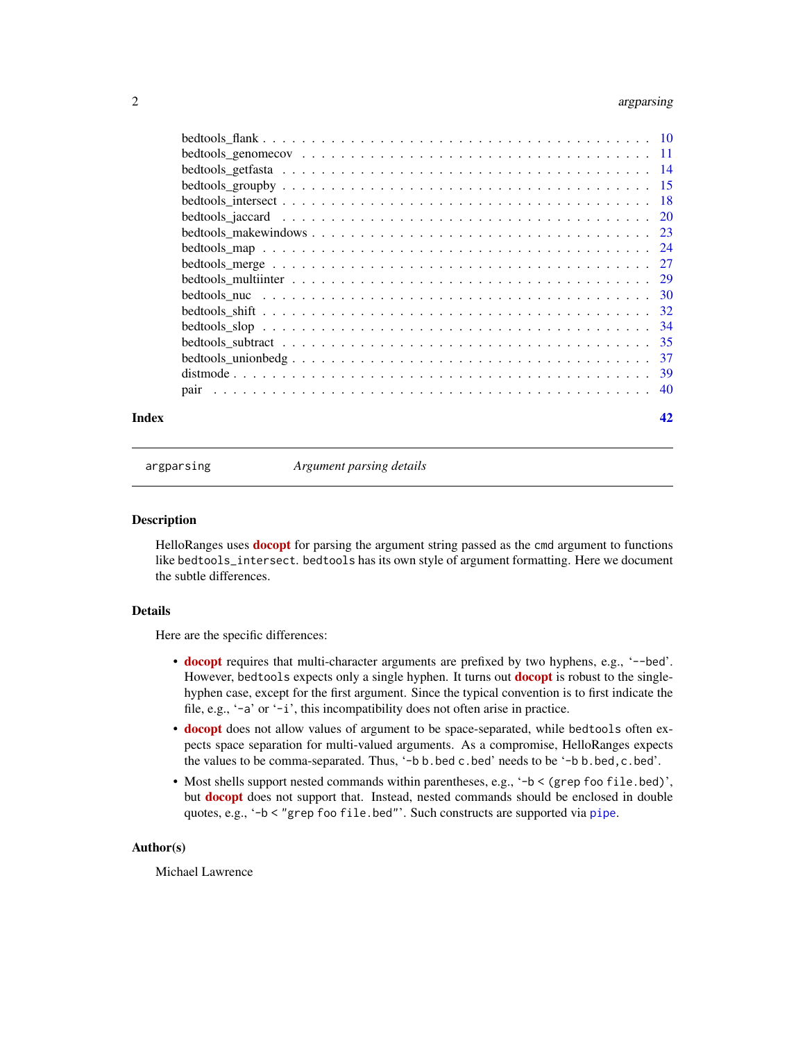bedtools_flank . . . . . . . . . . . . . . . . . . . . . . . . . . . . . . . . . . . . . 10
bedtools_genomecov . . . . . . . . . . . . . . . . . . . . . . . . . . . . . . . . . . 11
bedtools_getfasta . . . . . . . . . . . . . . . . . . . . . . . . . . . . . . . . . . . 14
bedtools_groupby . . . . . . . . . . . . . . . . . . . . . . . . . . . . . . . . . . . . 15
bedtools_intersect . . . . . . . . . . . . . . . . . . . . . . . . . . . . . . . . . . . 18
bedtools_jaccard . . . . . . . . . . . . . . . . . . . . . . . . . . . . . . . . . . . . 20
bedtools_makewindows . . . . . . . . . . . . . . . . . . . . . . . . . . . . . . . . . 23
bedtools_map . . . . . . . . . . . . . . . . . . . . . . . . . . . . . . . . . . . . . . 24
bedtools_merge . . . . . . . . . . . . . . . . . . . . . . . . . . . . . . . . . . . . . 27
bedtools_multiinter . . . . . . . . . . . . . . . . . . . . . . . . . . . . . . . . . . . 29
bedtools_nuc . . . . . . . . . . . . . . . . . . . . . . . . . . . . . . . . . . . . . . 30
bedtools_shift . . . . . . . . . . . . . . . . . . . . . . . . . . . . . . . . . . . . . 32
bedtools_slop . . . . . . . . . . . . . . . . . . . . . . . . . . . . . . . . . . . . . . 34
bedtools_subtract . . . . . . . . . . . . . . . . . . . . . . . . . . . . . . . . . . . . 35
bedtools_unionbedg . . . . . . . . . . . . . . . . . . . . . . . . . . . . . . . . . . . 37
distmode . . . . . . . . . . . . . . . . . . . . . . . . . . . . . . . . . . . . . . . . 39
pair . . . . . . . . . . . . . . . . . . . . . . . . . . . . . . . . . . . . . . . . . . 40

**Index** **42**

---

`argparsing` *Argument parsing details*

---

### Description

HelloRanges uses **docopt** for parsing the argument string passed as the `cmd` argument to functions like `bedtools_intersect`. `bedtools` has its own style of argument formatting. Here we document the subtle differences.

### Details

Here are the specific differences:

- **docopt** requires that multi-character arguments are prefixed by two hyphens, e.g., '`--bed`'. However, `bedtools` expects only a single hyphen. It turns out **docopt** is robust to the single-hyphen case, except for the first argument. Since the typical convention is to first indicate the file, e.g., '`-a`' or '`-i`', this incompatibility does not often arise in practice.
- **docopt** does not allow values of argument to be space-separated, while `bedtools` often expects space separation for multi-valued arguments. As a compromise, HelloRanges expects the values to be comma-separated. Thus, '`-b b.bed c.bed`' needs to be '`-b b.bed,c.bed`'.
- Most shells support nested commands within parentheses, e.g., '`-b < (grep foo file.bed)`', but **docopt** does not support that. Instead, nested commands should be enclosed in double quotes, e.g., '`-b < "grep foo file.bed"`'. Such constructs are supported via `pipe`.

### Author(s)

Michael Lawrence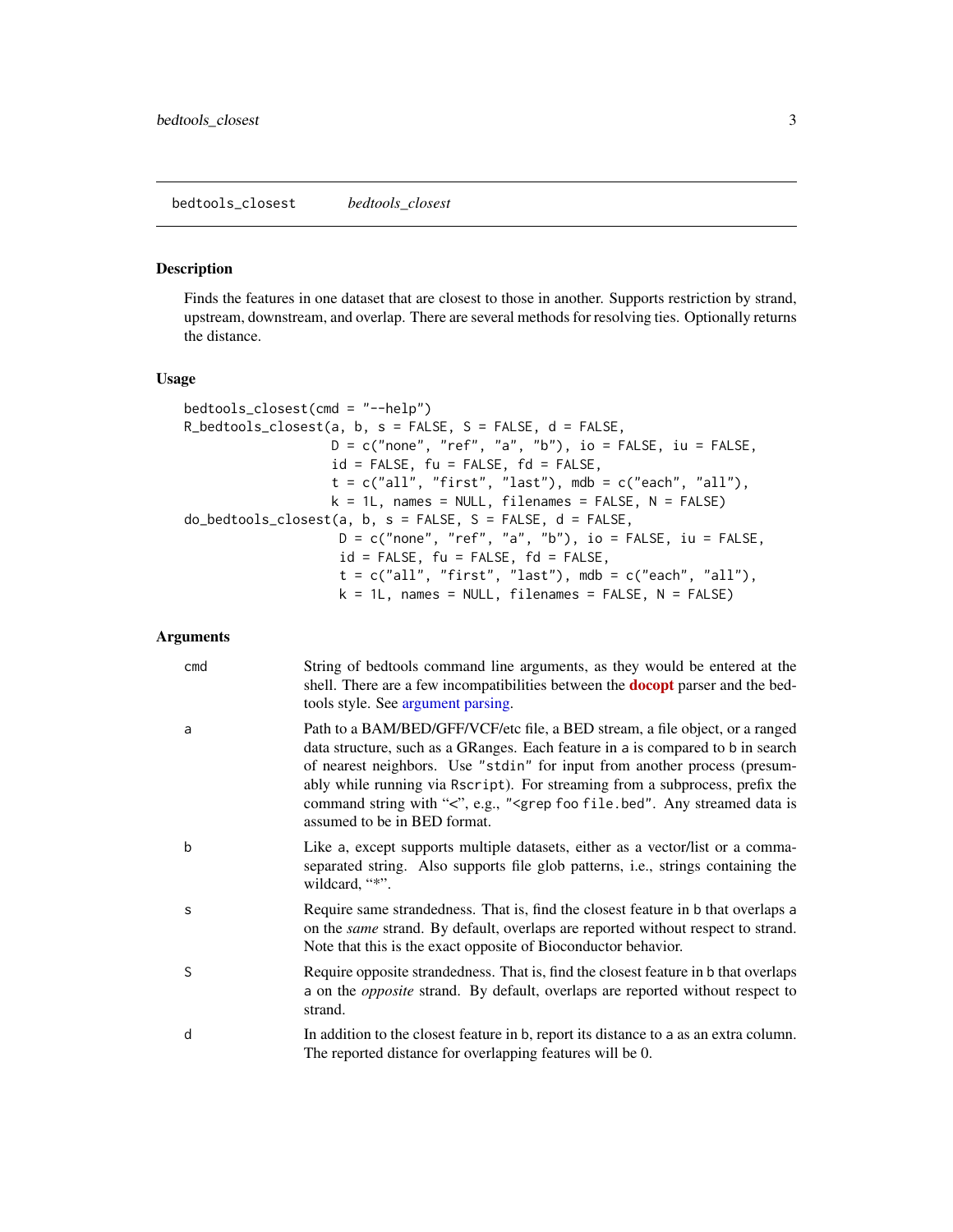bedtools_closest *bedtools_closest*

## Description

Finds the features in one dataset that are closest to those in another. Supports restriction by strand, upstream, downstream, and overlap. There are several methods for resolving ties. Optionally returns the distance.

## Usage

```
bedtools_closest(cmd = "--help")
R_bedtools_closest(a, b, s = FALSE, S = FALSE, d = FALSE,
                   D = c("none", "ref", "a", "b"), io = FALSE, iu = FALSE,
                   id = FALSE, fu = FALSE, fd = FALSE,
                   t = c("all", "first", "last"), mdb = c("each", "all"),
                   k = 1L, names = NULL, filenames = FALSE, N = FALSE)
do_bedtools_closest(a, b, s = FALSE, S = FALSE, d = FALSE,
                    D = c("none", "ref", "a", "b"), io = FALSE, iu = FALSE,
                    id = FALSE, fu = FALSE, fd = FALSE,
                    t = c("all", "first", "last"), mdb = c("each", "all"),
                    k = 1L, names = NULL, filenames = FALSE, N = FALSE)
```

## Arguments

| | |
|---|---|
| `cmd` | String of bedtools command line arguments, as they would be entered at the shell. There are a few incompatibilities between the **docopt** parser and the bedtools style. See argument parsing. |
| `a` | Path to a BAM/BED/GFF/VCF/etc file, a BED stream, a file object, or a ranged data structure, such as a GRanges. Each feature in `a` is compared to `b` in search of nearest neighbors. Use `"stdin"` for input from another process (presumably while running via `Rscript`). For streaming from a subprocess, prefix the command string with "<", e.g., `"<grep foo file.bed"`. Any streamed data is assumed to be in BED format. |
| `b` | Like `a`, except supports multiple datasets, either as a vector/list or a comma-separated string. Also supports file glob patterns, i.e., strings containing the wildcard, "*". |
| `s` | Require same strandedness. That is, find the closest feature in `b` that overlaps `a` on the *same* strand. By default, overlaps are reported without respect to strand. Note that this is the exact opposite of Bioconductor behavior. |
| `S` | Require opposite strandedness. That is, find the closest feature in `b` that overlaps `a` on the *opposite* strand. By default, overlaps are reported without respect to strand. |
| `d` | In addition to the closest feature in `b`, report its distance to `a` as an extra column. The reported distance for overlapping features will be 0. |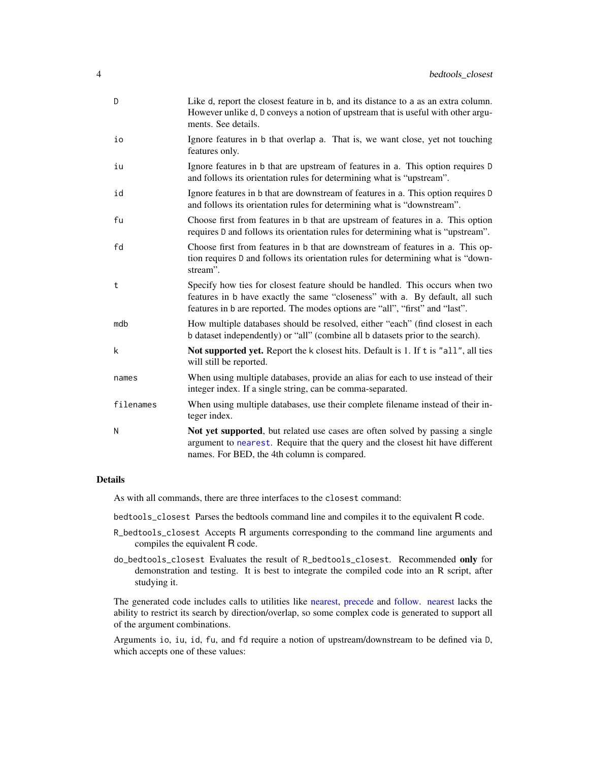| | |
|---|---|
| D | Like d, report the closest feature in b, and its distance to a as an extra column. However unlike d, D conveys a notion of upstream that is useful with other arguments. See details. |
| io | Ignore features in b that overlap a. That is, we want close, yet not touching features only. |
| iu | Ignore features in b that are upstream of features in a. This option requires D and follows its orientation rules for determining what is "upstream". |
| id | Ignore features in b that are downstream of features in a. This option requires D and follows its orientation rules for determining what is "downstream". |
| fu | Choose first from features in b that are upstream of features in a. This option requires D and follows its orientation rules for determining what is "upstream". |
| fd | Choose first from features in b that are downstream of features in a. This option requires D and follows its orientation rules for determining what is "downstream". |
| t | Specify how ties for closest feature should be handled. This occurs when two features in b have exactly the same "closeness" with a. By default, all such features in b are reported. The modes options are "all", "first" and "last". |
| mdb | How multiple databases should be resolved, either "each" (find closest in each b dataset independently) or "all" (combine all b datasets prior to the search). |
| k | **Not supported yet.** Report the k closest hits. Default is 1. If t is "all", all ties will still be reported. |
| names | When using multiple databases, provide an alias for each to use instead of their integer index. If a single string, can be comma-separated. |
| filenames | When using multiple databases, use their complete filename instead of their integer index. |
| N | **Not yet supported**, but related use cases are often solved by passing a single argument to nearest. Require that the query and the closest hit have different names. For BED, the 4th column is compared. |

## Details

As with all commands, there are three interfaces to the closest command:

bedtools_closest Parses the bedtools command line and compiles it to the equivalent R code.

R_bedtools_closest Accepts R arguments corresponding to the command line arguments and compiles the equivalent R code.

do_bedtools_closest Evaluates the result of R_bedtools_closest. Recommended **only** for demonstration and testing. It is best to integrate the compiled code into an R script, after studying it.

The generated code includes calls to utilities like nearest, precede and follow. nearest lacks the ability to restrict its search by direction/overlap, so some complex code is generated to support all of the argument combinations.

Arguments io, iu, id, fu, and fd require a notion of upstream/downstream to be defined via D, which accepts one of these values: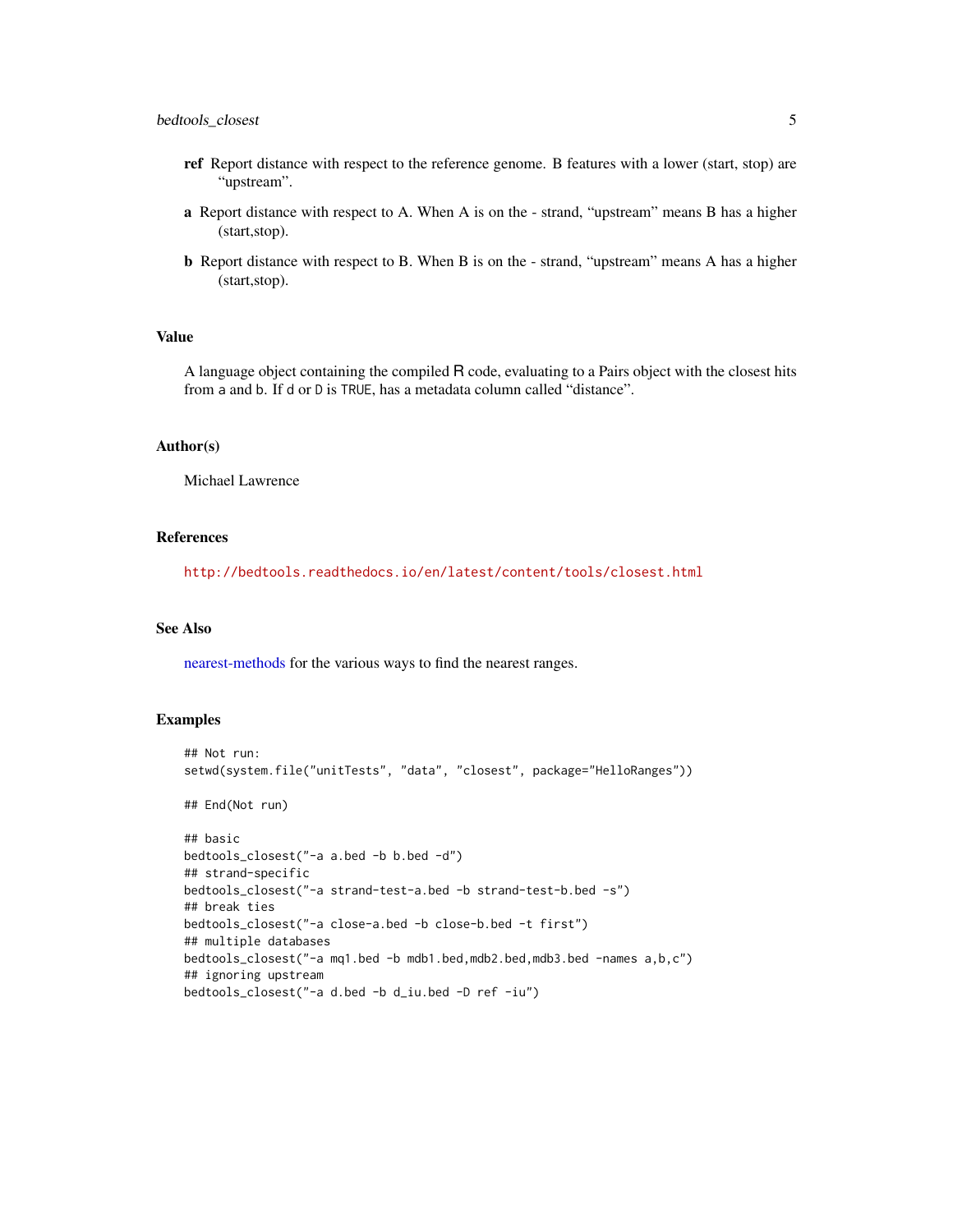**ref** Report distance with respect to the reference genome. B features with a lower (start, stop) are “upstream”.

**a** Report distance with respect to A. When A is on the - strand, “upstream” means B has a higher (start,stop).

**b** Report distance with respect to B. When B is on the - strand, “upstream” means A has a higher (start,stop).

## Value

A language object containing the compiled R code, evaluating to a Pairs object with the closest hits from a and b. If d or D is TRUE, has a metadata column called “distance”.

## Author(s)

Michael Lawrence

## References

http://bedtools.readthedocs.io/en/latest/content/tools/closest.html

## See Also

nearest-methods for the various ways to find the nearest ranges.

## Examples

```
## Not run:
setwd(system.file("unitTests", "data", "closest", package="HelloRanges"))

## End(Not run)

## basic
bedtools_closest("-a a.bed -b b.bed -d")
## strand-specific
bedtools_closest("-a strand-test-a.bed -b strand-test-b.bed -s")
## break ties
bedtools_closest("-a close-a.bed -b close-b.bed -t first")
## multiple databases
bedtools_closest("-a mq1.bed -b mdb1.bed,mdb2.bed,mdb3.bed -names a,b,c")
## ignoring upstream
bedtools_closest("-a d.bed -b d_iu.bed -D ref -iu")
```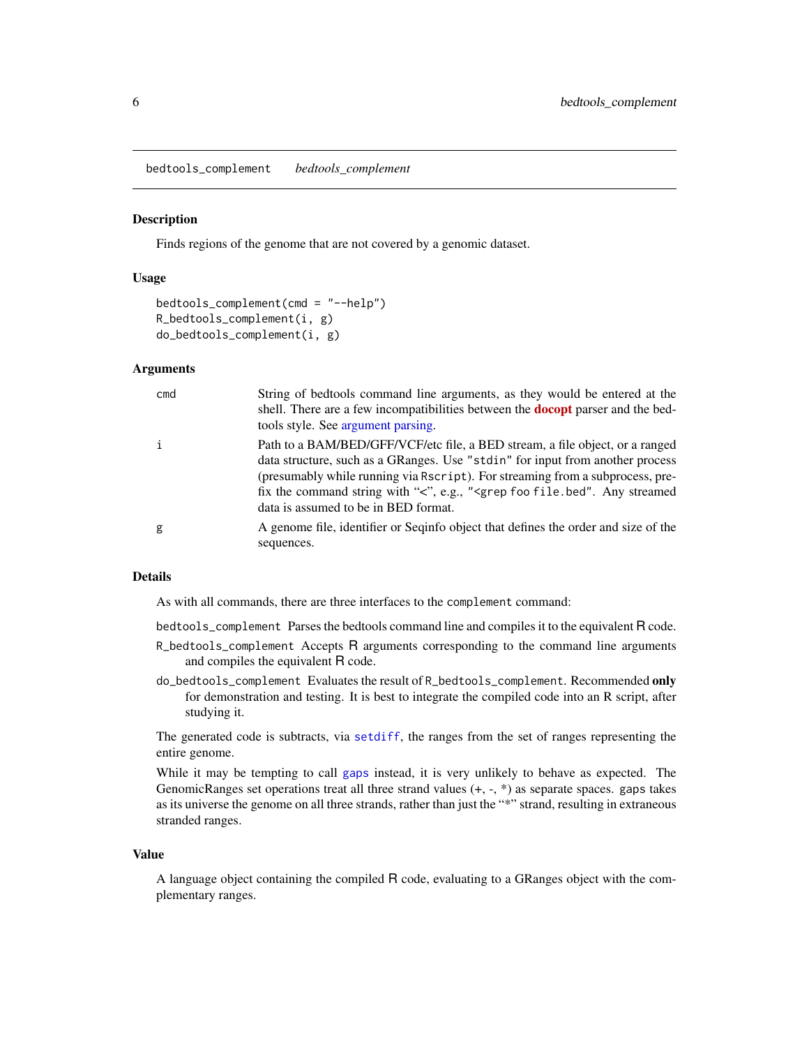bedtools_complement *bedtools_complement*

## Description

Finds regions of the genome that are not covered by a genomic dataset.

## Usage

```
bedtools_complement(cmd = "--help")
R_bedtools_complement(i, g)
do_bedtools_complement(i, g)
```

## Arguments

| | |
|---|---|
| cmd | String of bedtools command line arguments, as they would be entered at the shell. There are a few incompatibilities between the **docopt** parser and the bedtools style. See argument parsing. |
| i | Path to a BAM/BED/GFF/VCF/etc file, a BED stream, a file object, or a ranged data structure, such as a GRanges. Use "stdin" for input from another process (presumably while running via Rscript). For streaming from a subprocess, prefix the command string with "<", e.g., "<grep foo file.bed". Any streamed data is assumed to be in BED format. |
| g | A genome file, identifier or Seqinfo object that defines the order and size of the sequences. |

## Details

As with all commands, there are three interfaces to the complement command:

- bedtools_complement Parses the bedtools command line and compiles it to the equivalent R code.
- R_bedtools_complement Accepts R arguments corresponding to the command line arguments and compiles the equivalent R code.
- do_bedtools_complement Evaluates the result of R_bedtools_complement. Recommended **only** for demonstration and testing. It is best to integrate the compiled code into an R script, after studying it.

The generated code is subtracts, via setdiff, the ranges from the set of ranges representing the entire genome.

While it may be tempting to call gaps instead, it is very unlikely to behave as expected. The GenomicRanges set operations treat all three strand values (+, -, *) as separate spaces. gaps takes as its universe the genome on all three strands, rather than just the "*" strand, resulting in extraneous stranded ranges.

## Value

A language object containing the compiled R code, evaluating to a GRanges object with the complementary ranges.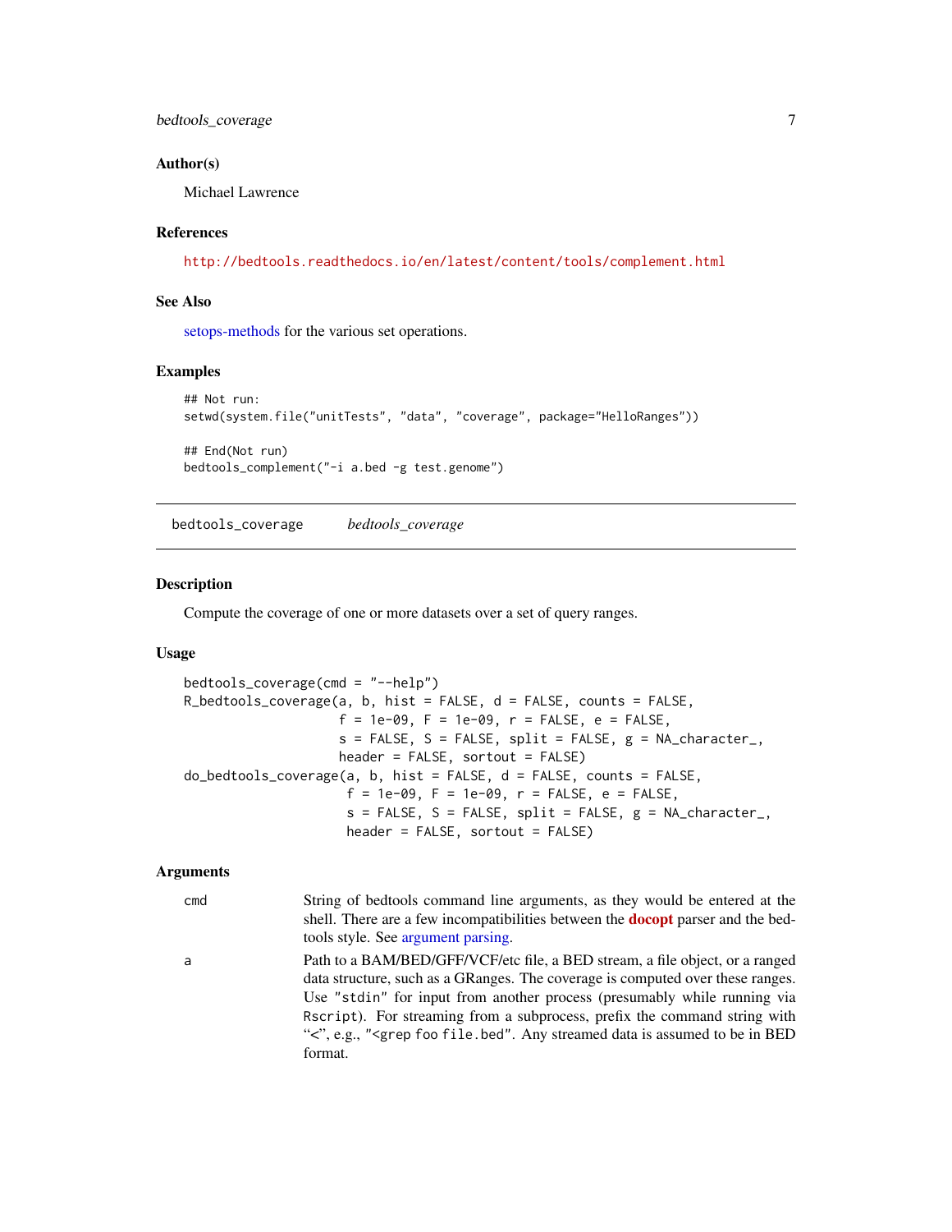### Author(s)

Michael Lawrence

### References

http://bedtools.readthedocs.io/en/latest/content/tools/complement.html

### See Also

setops-methods for the various set operations.

### Examples

```
## Not run:
setwd(system.file("unitTests", "data", "coverage", package="HelloRanges"))

## End(Not run)
bedtools_complement("-i a.bed -g test.genome")
```

---

## bedtools_coverage    *bedtools_coverage*

### Description

Compute the coverage of one or more datasets over a set of query ranges.

### Usage

```
bedtools_coverage(cmd = "--help")
R_bedtools_coverage(a, b, hist = FALSE, d = FALSE, counts = FALSE,
                    f = 1e-09, F = 1e-09, r = FALSE, e = FALSE,
                    s = FALSE, S = FALSE, split = FALSE, g = NA_character_,
                    header = FALSE, sortout = FALSE)
do_bedtools_coverage(a, b, hist = FALSE, d = FALSE, counts = FALSE,
                     f = 1e-09, F = 1e-09, r = FALSE, e = FALSE,
                     s = FALSE, S = FALSE, split = FALSE, g = NA_character_,
                     header = FALSE, sortout = FALSE)
```

### Arguments

| | |
|---|---|
| cmd | String of bedtools command line arguments, as they would be entered at the shell. There are a few incompatibilities between the **docopt** parser and the bedtools style. See argument parsing. |
| a | Path to a BAM/BED/GFF/VCF/etc file, a BED stream, a file object, or a ranged data structure, such as a GRanges. The coverage is computed over these ranges. Use "stdin" for input from another process (presumably while running via Rscript). For streaming from a subprocess, prefix the command string with "<", e.g., "<grep foo file.bed". Any streamed data is assumed to be in BED format. |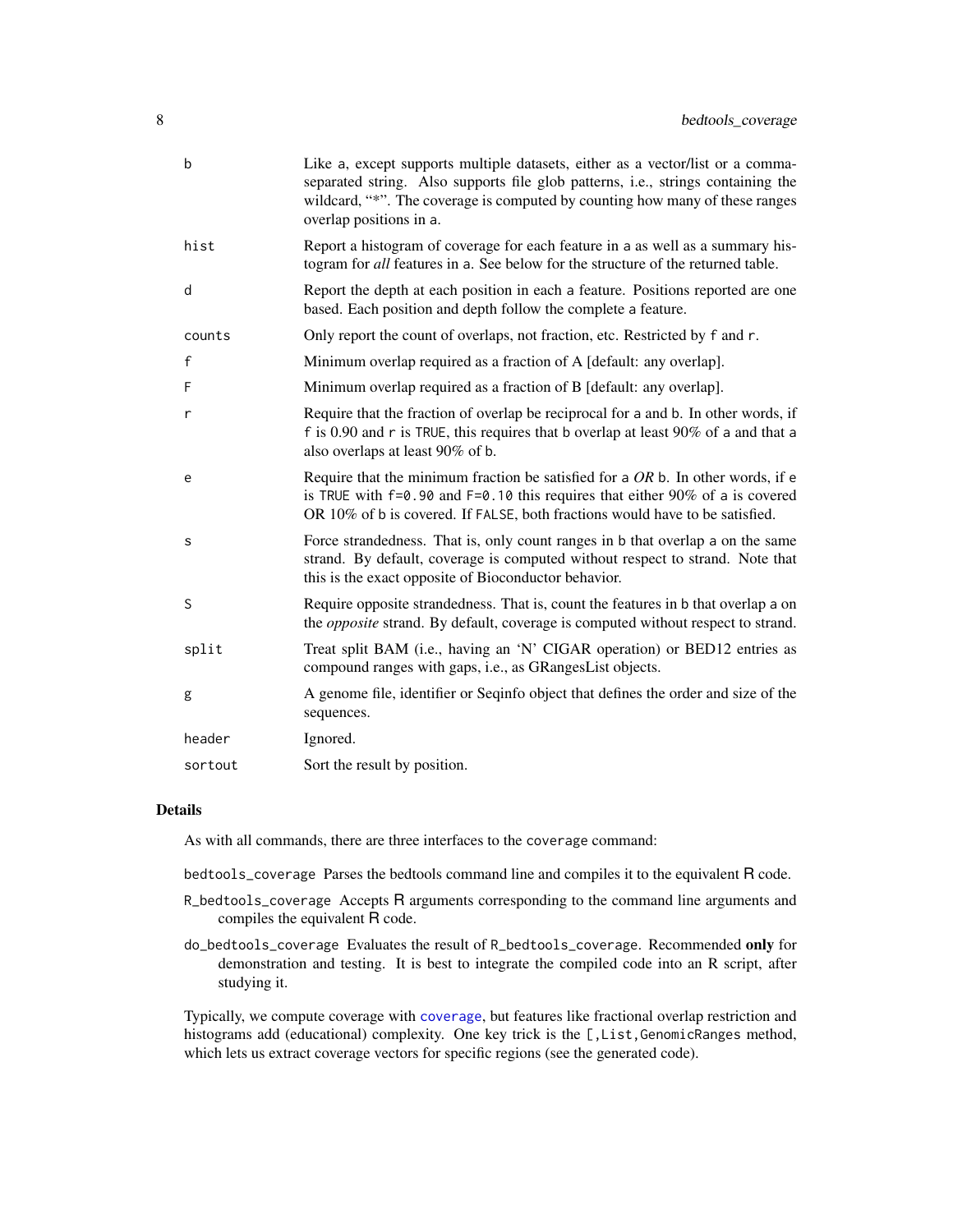| | |
|---|---|
| `b` | Like `a`, except supports multiple datasets, either as a vector/list or a comma-separated string. Also supports file glob patterns, i.e., strings containing the wildcard, "*". The coverage is computed by counting how many of these ranges overlap positions in `a`. |
| `hist` | Report a histogram of coverage for each feature in `a` as well as a summary histogram for *all* features in `a`. See below for the structure of the returned table. |
| `d` | Report the depth at each position in each a feature. Positions reported are one based. Each position and depth follow the complete `a` feature. |
| `counts` | Only report the count of overlaps, not fraction, etc. Restricted by `f` and `r`. |
| `f` | Minimum overlap required as a fraction of A [default: any overlap]. |
| `F` | Minimum overlap required as a fraction of B [default: any overlap]. |
| `r` | Require that the fraction of overlap be reciprocal for `a` and `b`. In other words, if `f` is 0.90 and `r` is `TRUE`, this requires that `b` overlap at least 90% of `a` and that `a` also overlaps at least 90% of `b`. |
| `e` | Require that the minimum fraction be satisfied for `a` *OR* `b`. In other words, if `e` is `TRUE` with `f=0.90` and `F=0.10` this requires that either 90% of `a` is covered OR 10% of `b` is covered. If `FALSE`, both fractions would have to be satisfied. |
| `s` | Force strandedness. That is, only count ranges in `b` that overlap `a` on the same strand. By default, coverage is computed without respect to strand. Note that this is the exact opposite of Bioconductor behavior. |
| `S` | Require opposite strandedness. That is, count the features in `b` that overlap `a` on the *opposite* strand. By default, coverage is computed without respect to strand. |
| `split` | Treat split BAM (i.e., having an 'N' CIGAR operation) or BED12 entries as compound ranges with gaps, i.e., as GRangesList objects. |
| `g` | A genome file, identifier or Seqinfo object that defines the order and size of the sequences. |
| `header` | Ignored. |
| `sortout` | Sort the result by position. |

## Details

As with all commands, there are three interfaces to the `coverage` command:

- `bedtools_coverage` Parses the bedtools command line and compiles it to the equivalent R code.
- `R_bedtools_coverage` Accepts R arguments corresponding to the command line arguments and compiles the equivalent R code.
- `do_bedtools_coverage` Evaluates the result of `R_bedtools_coverage`. Recommended **only** for demonstration and testing. It is best to integrate the compiled code into an R script, after studying it.

Typically, we compute coverage with `coverage`, but features like fractional overlap restriction and histograms add (educational) complexity. One key trick is the `[,List,GenomicRanges` method, which lets us extract coverage vectors for specific regions (see the generated code).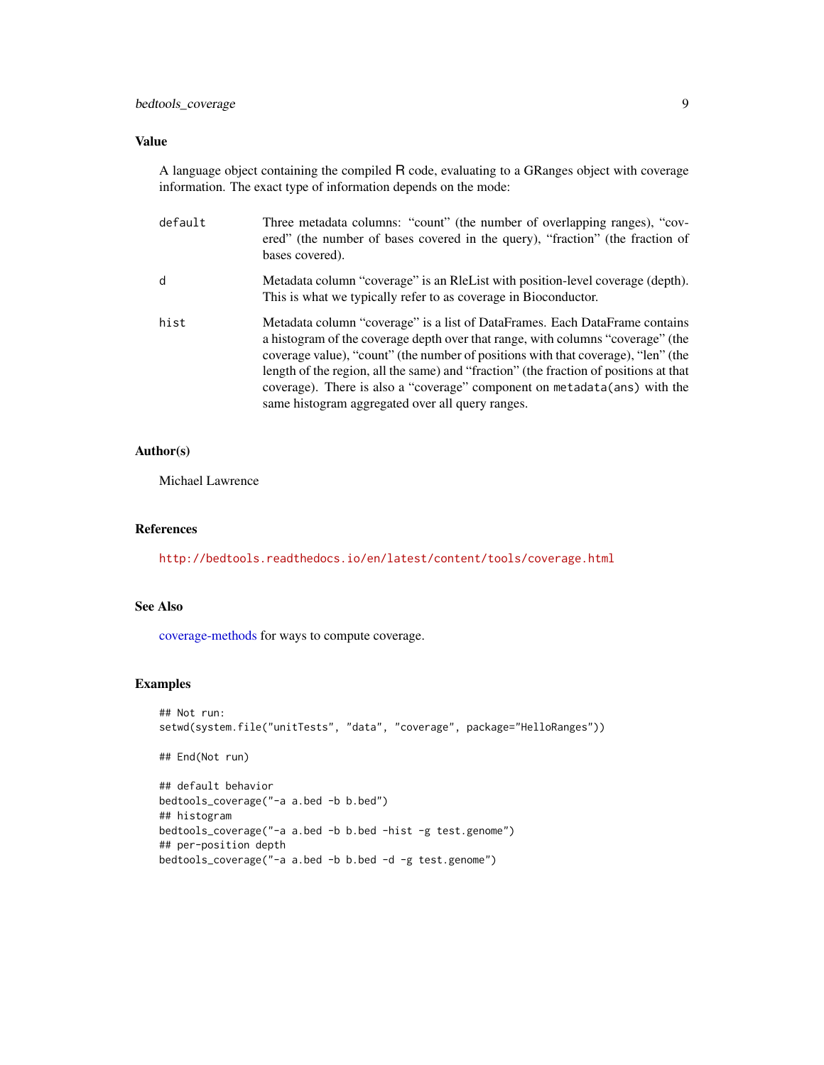## Value

A language object containing the compiled R code, evaluating to a GRanges object with coverage information. The exact type of information depends on the mode:

`default` Three metadata columns: "count" (the number of overlapping ranges), "covered" (the number of bases covered in the query), "fraction" (the fraction of bases covered).

`d` Metadata column "coverage" is an RleList with position-level coverage (depth). This is what we typically refer to as coverage in Bioconductor.

`hist` Metadata column "coverage" is a list of DataFrames. Each DataFrame contains a histogram of the coverage depth over that range, with columns "coverage" (the coverage value), "count" (the number of positions with that coverage), "len" (the length of the region, all the same) and "fraction" (the fraction of positions at that coverage). There is also a "coverage" component on `metadata(ans)` with the same histogram aggregated over all query ranges.

## Author(s)

Michael Lawrence

## References

http://bedtools.readthedocs.io/en/latest/content/tools/coverage.html

## See Also

coverage-methods for ways to compute coverage.

## Examples

```
## Not run:
setwd(system.file("unitTests", "data", "coverage", package="HelloRanges"))

## End(Not run)

## default behavior
bedtools_coverage("-a a.bed -b b.bed")
## histogram
bedtools_coverage("-a a.bed -b b.bed -hist -g test.genome")
## per-position depth
bedtools_coverage("-a a.bed -b b.bed -d -g test.genome")
```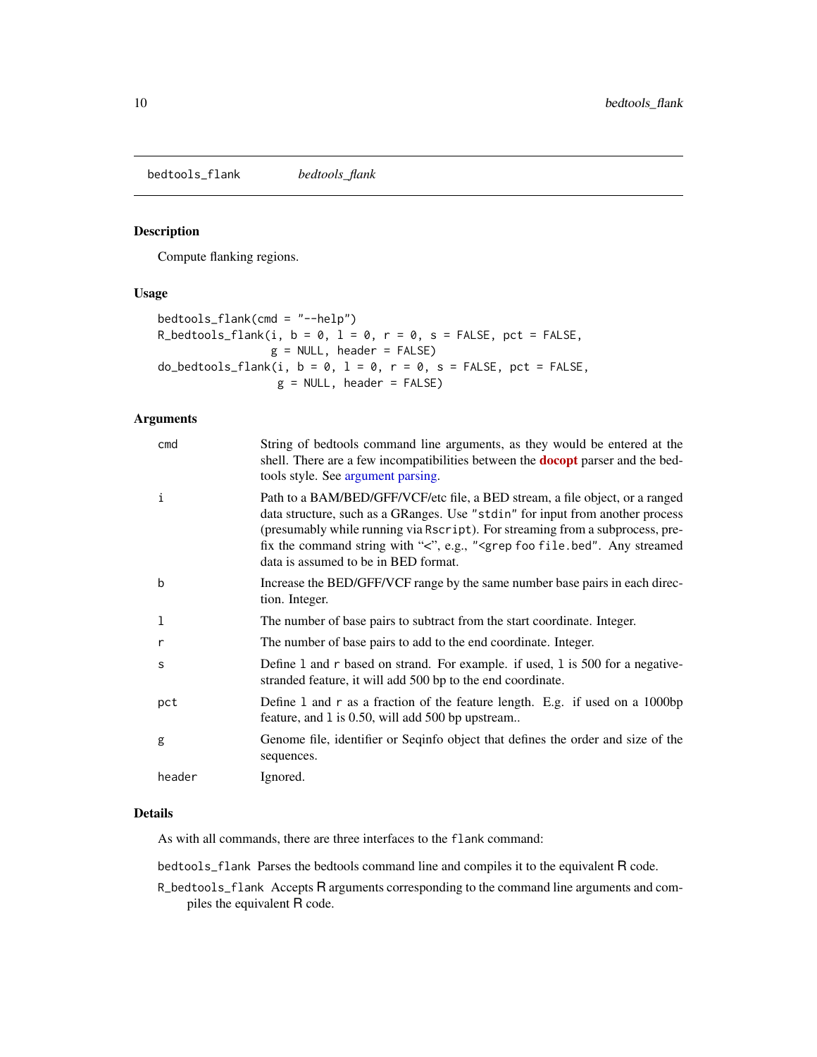`bedtools_flank` *bedtools_flank*

### Description

Compute flanking regions.

### Usage

```
bedtools_flank(cmd = "--help")
R_bedtools_flank(i, b = 0, l = 0, r = 0, s = FALSE, pct = FALSE,
                 g = NULL, header = FALSE)
do_bedtools_flank(i, b = 0, l = 0, r = 0, s = FALSE, pct = FALSE,
                  g = NULL, header = FALSE)
```

### Arguments

| | |
|---|---|
| cmd | String of bedtools command line arguments, as they would be entered at the shell. There are a few incompatibilities between the **docopt** parser and the bedtools style. See argument parsing. |
| i | Path to a BAM/BED/GFF/VCF/etc file, a BED stream, a file object, or a ranged data structure, such as a GRanges. Use "stdin" for input from another process (presumably while running via Rscript). For streaming from a subprocess, prefix the command string with "<", e.g., "<grep foo file.bed". Any streamed data is assumed to be in BED format. |
| b | Increase the BED/GFF/VCF range by the same number base pairs in each direction. Integer. |
| l | The number of base pairs to subtract from the start coordinate. Integer. |
| r | The number of base pairs to add to the end coordinate. Integer. |
| s | Define l and r based on strand. For example. if used, l is 500 for a negative-stranded feature, it will add 500 bp to the end coordinate. |
| pct | Define l and r as a fraction of the feature length. E.g. if used on a 1000bp feature, and l is 0.50, will add 500 bp upstream.. |
| g | Genome file, identifier or Seqinfo object that defines the order and size of the sequences. |
| header | Ignored. |

### Details

As with all commands, there are three interfaces to the flank command:

- `bedtools_flank` Parses the bedtools command line and compiles it to the equivalent R code.
- `R_bedtools_flank` Accepts R arguments corresponding to the command line arguments and compiles the equivalent R code.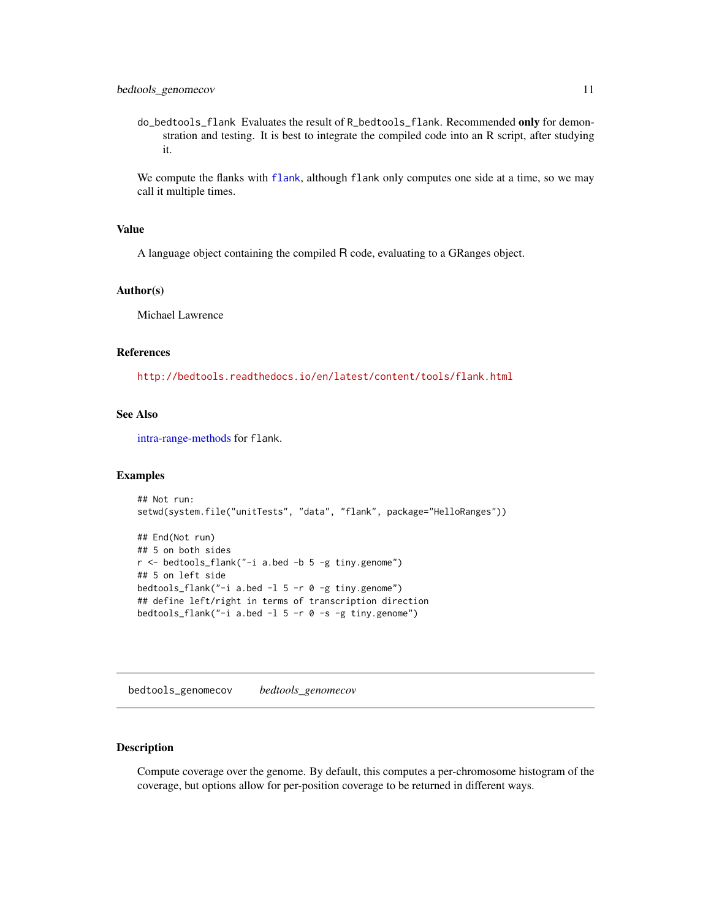do_bedtools_flank Evaluates the result of R_bedtools_flank. Recommended **only** for demonstration and testing. It is best to integrate the compiled code into an R script, after studying it.

We compute the flanks with flank, although flank only computes one side at a time, so we may call it multiple times.

## Value

A language object containing the compiled R code, evaluating to a GRanges object.

## Author(s)

Michael Lawrence

## References

http://bedtools.readthedocs.io/en/latest/content/tools/flank.html

## See Also

intra-range-methods for flank.

## Examples

```
## Not run:
setwd(system.file("unitTests", "data", "flank", package="HelloRanges"))

## End(Not run)
## 5 on both sides
r <- bedtools_flank("-i a.bed -b 5 -g tiny.genome")
## 5 on left side
bedtools_flank("-i a.bed -l 5 -r 0 -g tiny.genome")
## define left/right in terms of transcription direction
bedtools_flank("-i a.bed -l 5 -r 0 -s -g tiny.genome")
```

---

# bedtools_genomecov *bedtools_genomecov*

## Description

Compute coverage over the genome. By default, this computes a per-chromosome histogram of the coverage, but options allow for per-position coverage to be returned in different ways.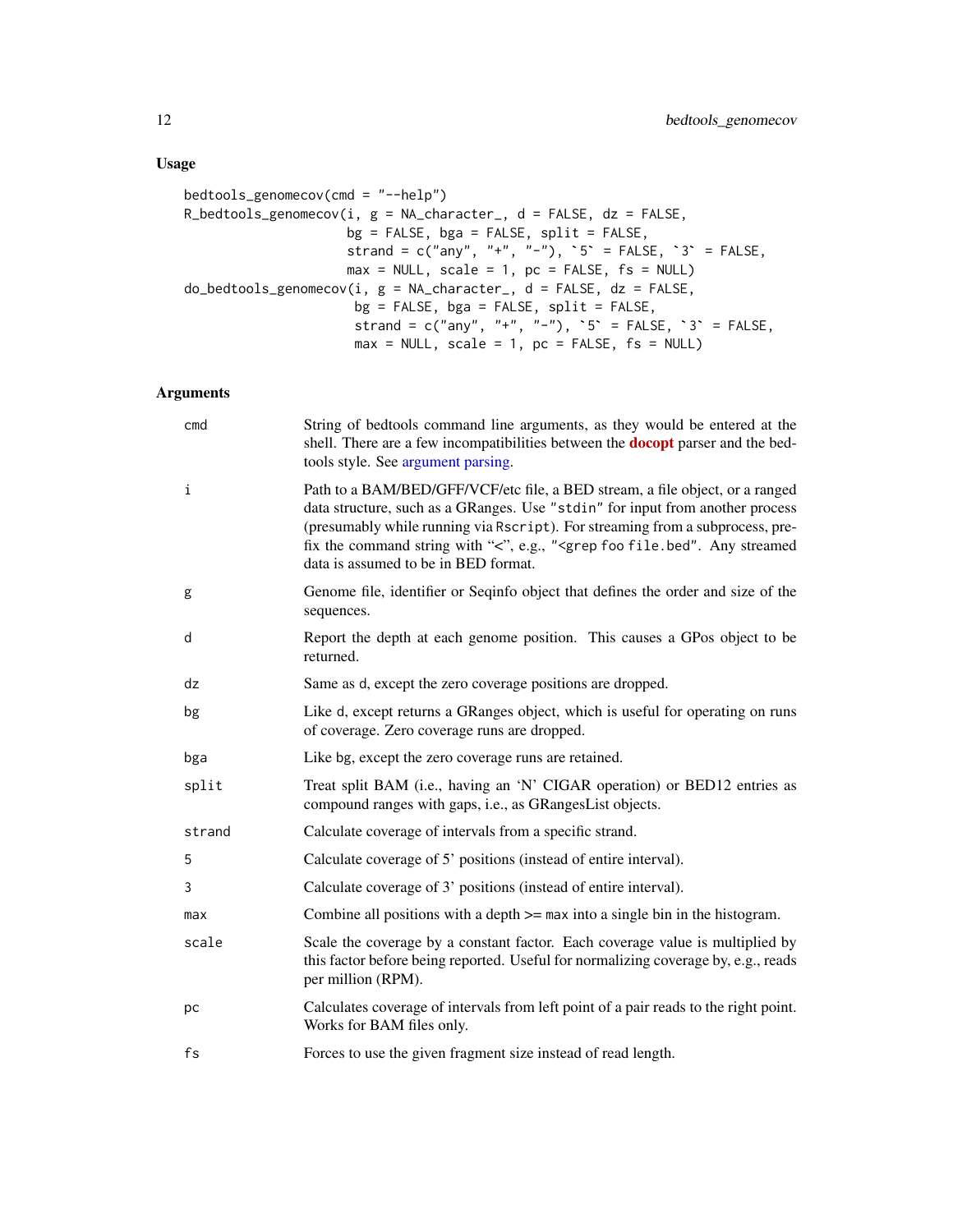## Usage

```
bedtools_genomecov(cmd = "--help")
R_bedtools_genomecov(i, g = NA_character_, d = FALSE, dz = FALSE,
                     bg = FALSE, bga = FALSE, split = FALSE,
                     strand = c("any", "+", "-"), `5` = FALSE, `3` = FALSE,
                     max = NULL, scale = 1, pc = FALSE, fs = NULL)
do_bedtools_genomecov(i, g = NA_character_, d = FALSE, dz = FALSE,
                      bg = FALSE, bga = FALSE, split = FALSE,
                      strand = c("any", "+", "-"), `5` = FALSE, `3` = FALSE,
                      max = NULL, scale = 1, pc = FALSE, fs = NULL)
```

## Arguments

| | |
|---|---|
| `cmd` | String of bedtools command line arguments, as they would be entered at the shell. There are a few incompatibilities between the **docopt** parser and the bedtools style. See argument parsing. |
| `i` | Path to a BAM/BED/GFF/VCF/etc file, a BED stream, a file object, or a ranged data structure, such as a GRanges. Use `"stdin"` for input from another process (presumably while running via `Rscript`). For streaming from a subprocess, prefix the command string with "<", e.g., `"<grep foo file.bed"`. Any streamed data is assumed to be in BED format. |
| `g` | Genome file, identifier or Seqinfo object that defines the order and size of the sequences. |
| `d` | Report the depth at each genome position. This causes a GPos object to be returned. |
| `dz` | Same as d, except the zero coverage positions are dropped. |
| `bg` | Like d, except returns a GRanges object, which is useful for operating on runs of coverage. Zero coverage runs are dropped. |
| `bga` | Like bg, except the zero coverage runs are retained. |
| `split` | Treat split BAM (i.e., having an 'N' CIGAR operation) or BED12 entries as compound ranges with gaps, i.e., as GRangesList objects. |
| `strand` | Calculate coverage of intervals from a specific strand. |
| `5` | Calculate coverage of 5' positions (instead of entire interval). |
| `3` | Calculate coverage of 3' positions (instead of entire interval). |
| `max` | Combine all positions with a depth >= `max` into a single bin in the histogram. |
| `scale` | Scale the coverage by a constant factor. Each coverage value is multiplied by this factor before being reported. Useful for normalizing coverage by, e.g., reads per million (RPM). |
| `pc` | Calculates coverage of intervals from left point of a pair reads to the right point. Works for BAM files only. |
| `fs` | Forces to use the given fragment size instead of read length. |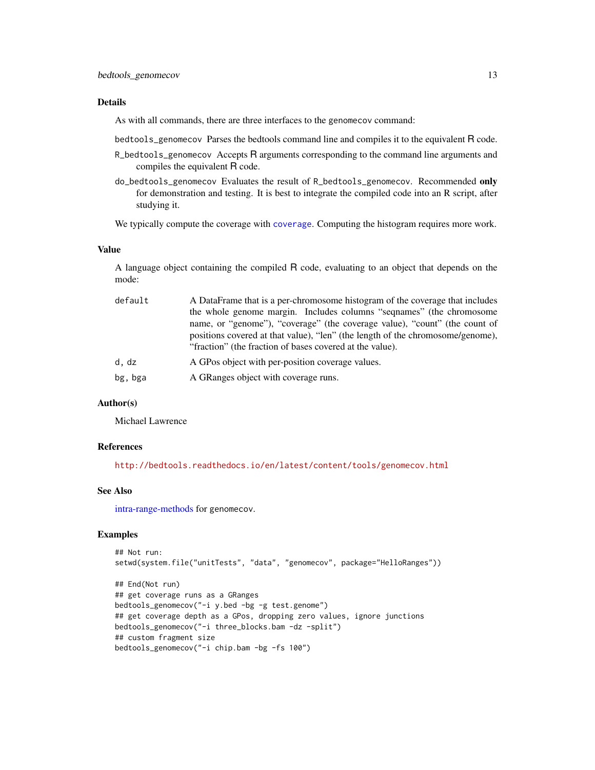## Details

As with all commands, there are three interfaces to the genomecov command:

`bedtools_genomecov` Parses the bedtools command line and compiles it to the equivalent R code.

`R_bedtools_genomecov` Accepts R arguments corresponding to the command line arguments and compiles the equivalent R code.

`do_bedtools_genomecov` Evaluates the result of `R_bedtools_genomecov`. Recommended **only** for demonstration and testing. It is best to integrate the compiled code into an R script, after studying it.

We typically compute the coverage with `coverage`. Computing the histogram requires more work.

## Value

A language object containing the compiled R code, evaluating to an object that depends on the mode:

`default` A DataFrame that is a per-chromosome histogram of the coverage that includes the whole genome margin. Includes columns "seqnames" (the chromosome name, or "genome"), "coverage" (the coverage value), "count" (the count of positions covered at that value), "len" (the length of the chromosome/genome), "fraction" (the fraction of bases covered at the value).

`d, dz` A GPos object with per-position coverage values.

`bg, bga` A GRanges object with coverage runs.

## Author(s)

Michael Lawrence

## References

http://bedtools.readthedocs.io/en/latest/content/tools/genomecov.html

## See Also

intra-range-methods for genomecov.

## Examples

```
## Not run:
setwd(system.file("unitTests", "data", "genomecov", package="HelloRanges"))

## End(Not run)
## get coverage runs as a GRanges
bedtools_genomecov("-i y.bed -bg -g test.genome")
## get coverage depth as a GPos, dropping zero values, ignore junctions
bedtools_genomecov("-i three_blocks.bam -dz -split")
## custom fragment size
bedtools_genomecov("-i chip.bam -bg -fs 100")
```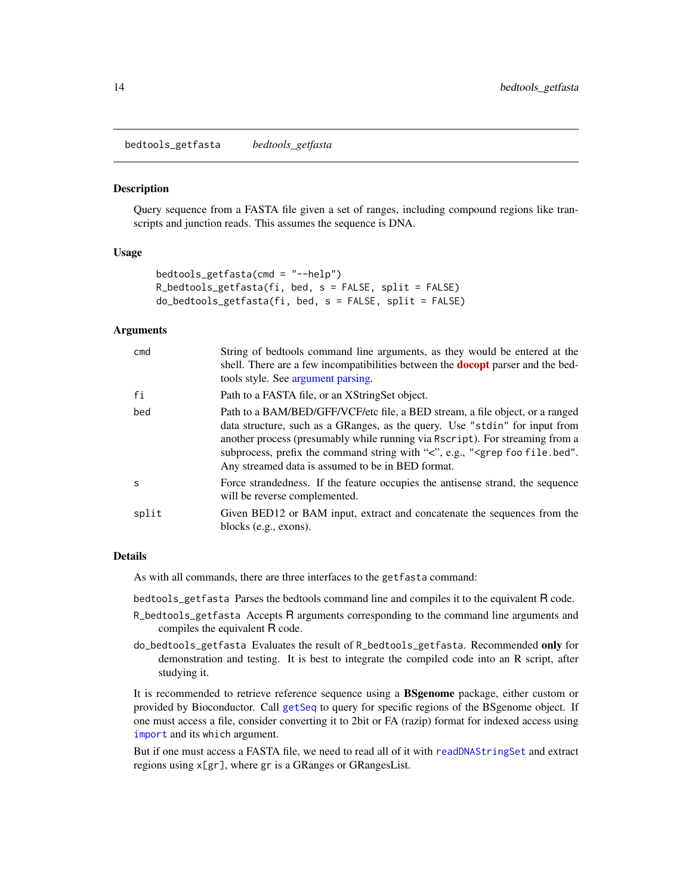## bedtools_getfasta *bedtools_getfasta*

### Description

Query sequence from a FASTA file given a set of ranges, including compound regions like transcripts and junction reads. This assumes the sequence is DNA.

### Usage

```
bedtools_getfasta(cmd = "--help")
R_bedtools_getfasta(fi, bed, s = FALSE, split = FALSE)
do_bedtools_getfasta(fi, bed, s = FALSE, split = FALSE)
```

### Arguments

| | |
|---|---|
| `cmd` | String of bedtools command line arguments, as they would be entered at the shell. There are a few incompatibilities between the **docopt** parser and the bedtools style. See argument parsing. |
| `fi` | Path to a FASTA file, or an XStringSet object. |
| `bed` | Path to a BAM/BED/GFF/VCF/etc file, a BED stream, a file object, or a ranged data structure, such as a GRanges, as the query. Use `"stdin"` for input from another process (presumably while running via `Rscript`). For streaming from a subprocess, prefix the command string with "<", e.g., `"<grep foo file.bed"`. Any streamed data is assumed to be in BED format. |
| `s` | Force strandedness. If the feature occupies the antisense strand, the sequence will be reverse complemented. |
| `split` | Given BED12 or BAM input, extract and concatenate the sequences from the blocks (e.g., exons). |

### Details

As with all commands, there are three interfaces to the `getfasta` command:

`bedtools_getfasta` Parses the bedtools command line and compiles it to the equivalent R code.

`R_bedtools_getfasta` Accepts R arguments corresponding to the command line arguments and compiles the equivalent R code.

`do_bedtools_getfasta` Evaluates the result of `R_bedtools_getfasta`. Recommended **only** for demonstration and testing. It is best to integrate the compiled code into an R script, after studying it.

It is recommended to retrieve reference sequence using a **BSgenome** package, either custom or provided by Bioconductor. Call `getSeq` to query for specific regions of the BSgenome object. If one must access a file, consider converting it to 2bit or FA (razip) format for indexed access using `import` and its `which` argument.

But if one must access a FASTA file, we need to read all of it with `readDNAStringSet` and extract regions using `x[gr]`, where `gr` is a GRanges or GRangesList.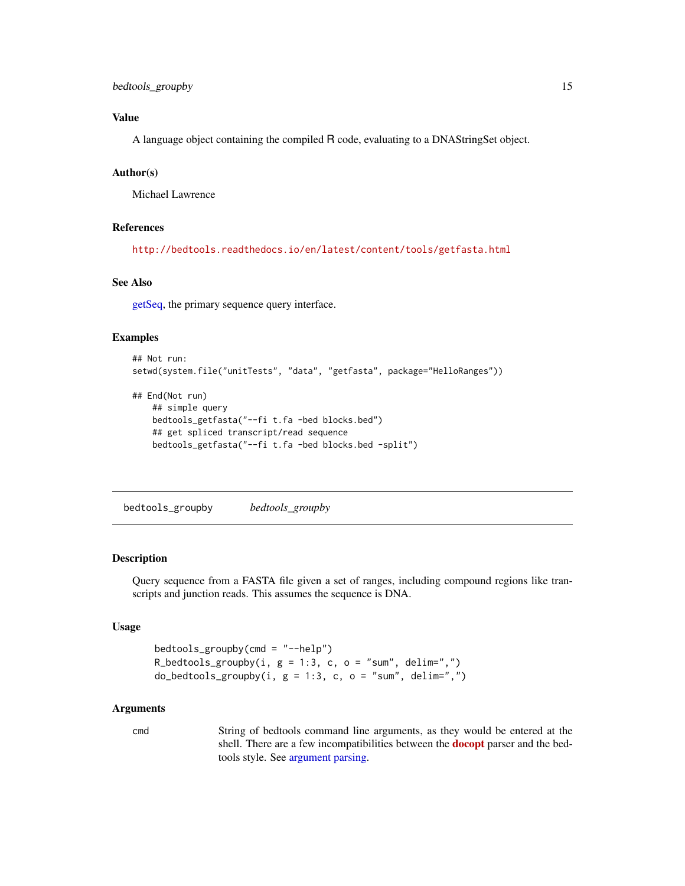## Value

A language object containing the compiled R code, evaluating to a DNAStringSet object.

## Author(s)

Michael Lawrence

## References

http://bedtools.readthedocs.io/en/latest/content/tools/getfasta.html

## See Also

getSeq, the primary sequence query interface.

## Examples

```
## Not run:
setwd(system.file("unitTests", "data", "getfasta", package="HelloRanges"))

## End(Not run)
    ## simple query
    bedtools_getfasta("--fi t.fa -bed blocks.bed")
    ## get spliced transcript/read sequence
    bedtools_getfasta("--fi t.fa -bed blocks.bed -split")
```

---

# bedtools_groupby &nbsp;&nbsp;&nbsp; *bedtools_groupby*

## Description

Query sequence from a FASTA file given a set of ranges, including compound regions like transcripts and junction reads. This assumes the sequence is DNA.

## Usage

```
bedtools_groupby(cmd = "--help")
R_bedtools_groupby(i, g = 1:3, c, o = "sum", delim=",")
do_bedtools_groupby(i, g = 1:3, c, o = "sum", delim=",")
```

## Arguments

| | |
|---|---|
| `cmd` | String of bedtools command line arguments, as they would be entered at the shell. There are a few incompatibilities between the **docopt** parser and the bedtools style. See argument parsing. |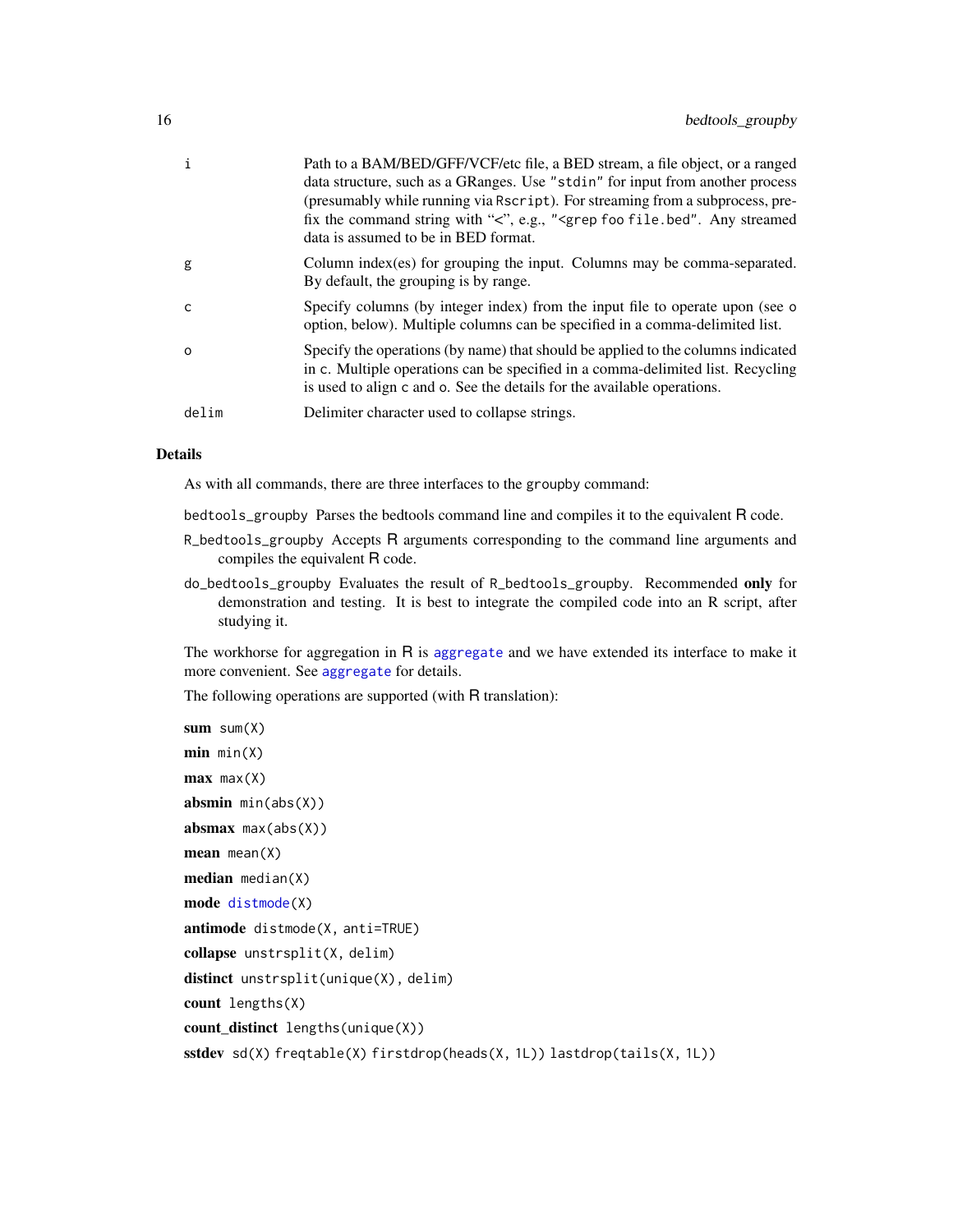| | |
|---|---|
| `i` | Path to a BAM/BED/GFF/VCF/etc file, a BED stream, a file object, or a ranged data structure, such as a GRanges. Use `"stdin"` for input from another process (presumably while running via `Rscript`). For streaming from a subprocess, prefix the command string with "<", e.g., `"<grep foo file.bed"`. Any streamed data is assumed to be in BED format. |
| `g` | Column index(es) for grouping the input. Columns may be comma-separated. By default, the grouping is by range. |
| `c` | Specify columns (by integer index) from the input file to operate upon (see `o` option, below). Multiple columns can be specified in a comma-delimited list. |
| `o` | Specify the operations (by name) that should be applied to the columns indicated in `c`. Multiple operations can be specified in a comma-delimited list. Recycling is used to align `c` and `o`. See the details for the available operations. |
| `delim` | Delimiter character used to collapse strings. |

### Details

As with all commands, there are three interfaces to the `groupby` command:

`bedtools_groupby` Parses the bedtools command line and compiles it to the equivalent R code.

`R_bedtools_groupby` Accepts R arguments corresponding to the command line arguments and compiles the equivalent R code.

`do_bedtools_groupby` Evaluates the result of `R_bedtools_groupby`. Recommended **only** for demonstration and testing. It is best to integrate the compiled code into an R script, after studying it.

The workhorse for aggregation in R is `aggregate` and we have extended its interface to make it more convenient. See `aggregate` for details.

The following operations are supported (with R translation):

**sum** `sum(X)`

**min** `min(X)`

**max** `max(X)`

**absmin** `min(abs(X))`

**absmax** `max(abs(X))`

**mean** `mean(X)`

**median** `median(X)`

**mode** `distmode(X)`

**antimode** `distmode(X, anti=TRUE)`

**collapse** `unstrsplit(X, delim)`

**distinct** `unstrsplit(unique(X), delim)`

**count** `lengths(X)`

**count_distinct** `lengths(unique(X))`

**sstdev** `sd(X) freqtable(X) firstdrop(heads(X, 1L)) lastdrop(tails(X, 1L))`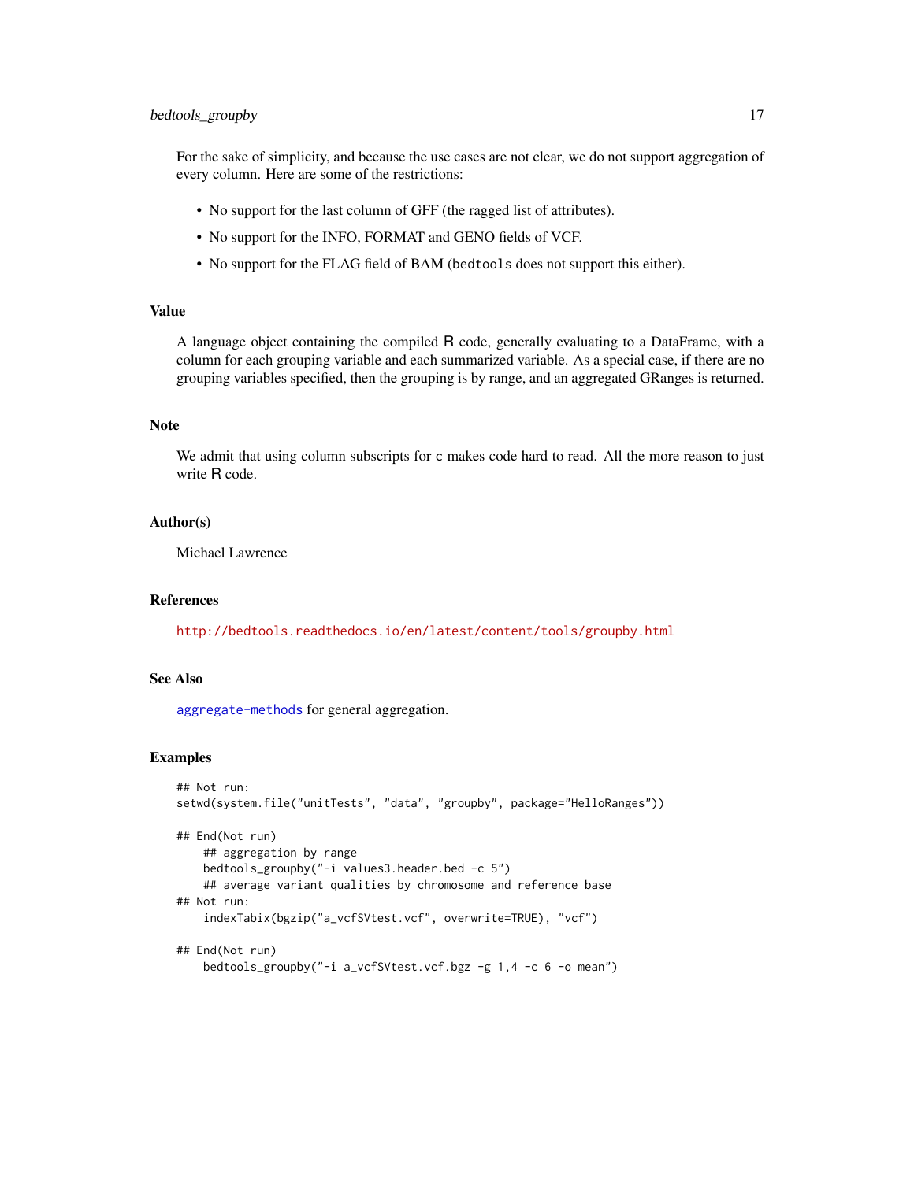For the sake of simplicity, and because the use cases are not clear, we do not support aggregation of every column. Here are some of the restrictions:

- No support for the last column of GFF (the ragged list of attributes).
- No support for the INFO, FORMAT and GENO fields of VCF.
- No support for the FLAG field of BAM (`bedtools` does not support this either).

### Value

A language object containing the compiled R code, generally evaluating to a DataFrame, with a column for each grouping variable and each summarized variable. As a special case, if there are no grouping variables specified, then the grouping is by range, and an aggregated GRanges is returned.

### Note

We admit that using column subscripts for `c` makes code hard to read. All the more reason to just write R code.

### Author(s)

Michael Lawrence

### References

http://bedtools.readthedocs.io/en/latest/content/tools/groupby.html

### See Also

`aggregate-methods` for general aggregation.

### Examples

```
## Not run:
setwd(system.file("unitTests", "data", "groupby", package="HelloRanges"))

## End(Not run)
    ## aggregation by range
    bedtools_groupby("-i values3.header.bed -c 5")
    ## average variant qualities by chromosome and reference base
## Not run:
    indexTabix(bgzip("a_vcfSVtest.vcf", overwrite=TRUE), "vcf")

## End(Not run)
    bedtools_groupby("-i a_vcfSVtest.vcf.bgz -g 1,4 -c 6 -o mean")
```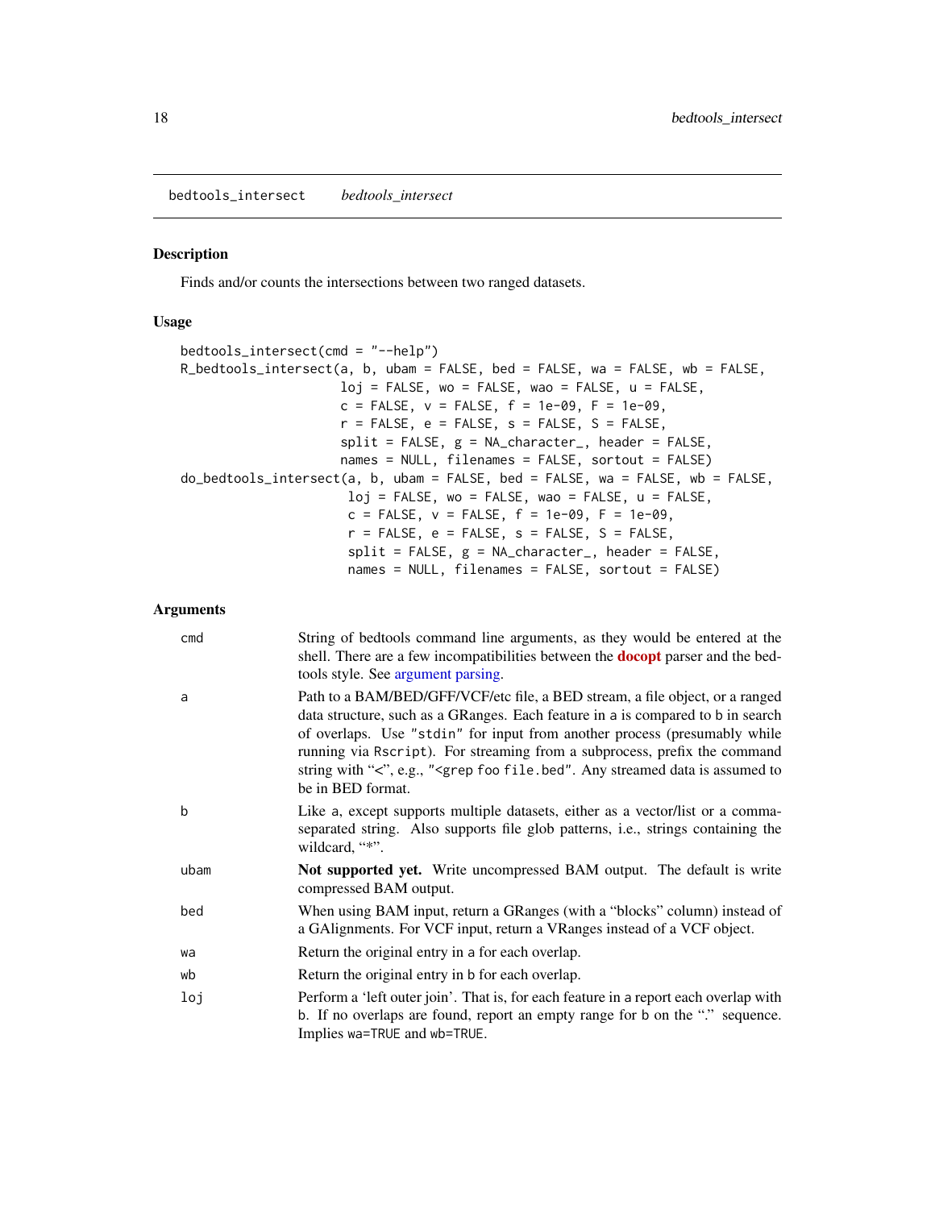bedtools_intersect    *bedtools_intersect*

## Description

Finds and/or counts the intersections between two ranged datasets.

## Usage

```
bedtools_intersect(cmd = "--help")
R_bedtools_intersect(a, b, ubam = FALSE, bed = FALSE, wa = FALSE, wb = FALSE,
                     loj = FALSE, wo = FALSE, wao = FALSE, u = FALSE,
                     c = FALSE, v = FALSE, f = 1e-09, F = 1e-09,
                     r = FALSE, e = FALSE, s = FALSE, S = FALSE,
                     split = FALSE, g = NA_character_, header = FALSE,
                     names = NULL, filenames = FALSE, sortout = FALSE)
do_bedtools_intersect(a, b, ubam = FALSE, bed = FALSE, wa = FALSE, wb = FALSE,
                      loj = FALSE, wo = FALSE, wao = FALSE, u = FALSE,
                      c = FALSE, v = FALSE, f = 1e-09, F = 1e-09,
                      r = FALSE, e = FALSE, s = FALSE, S = FALSE,
                      split = FALSE, g = NA_character_, header = FALSE,
                      names = NULL, filenames = FALSE, sortout = FALSE)
```

## Arguments

| | |
|---|---|
| `cmd` | String of bedtools command line arguments, as they would be entered at the shell. There are a few incompatibilities between the **docopt** parser and the bedtools style. See argument parsing. |
| `a` | Path to a BAM/BED/GFF/VCF/etc file, a BED stream, a file object, or a ranged data structure, such as a GRanges. Each feature in `a` is compared to `b` in search of overlaps. Use `"stdin"` for input from another process (presumably while running via `Rscript`). For streaming from a subprocess, prefix the command string with "<", e.g., `"<grep foo file.bed"`. Any streamed data is assumed to be in BED format. |
| `b` | Like `a`, except supports multiple datasets, either as a vector/list or a comma-separated string. Also supports file glob patterns, i.e., strings containing the wildcard, "*". |
| `ubam` | **Not supported yet.** Write uncompressed BAM output. The default is write compressed BAM output. |
| `bed` | When using BAM input, return a GRanges (with a "blocks" column) instead of a GAlignments. For VCF input, return a VRanges instead of a VCF object. |
| `wa` | Return the original entry in `a` for each overlap. |
| `wb` | Return the original entry in `b` for each overlap. |
| `loj` | Perform a 'left outer join'. That is, for each feature in `a` report each overlap with `b`. If no overlaps are found, report an empty range for `b` on the "." sequence. Implies `wa=TRUE` and `wb=TRUE`. |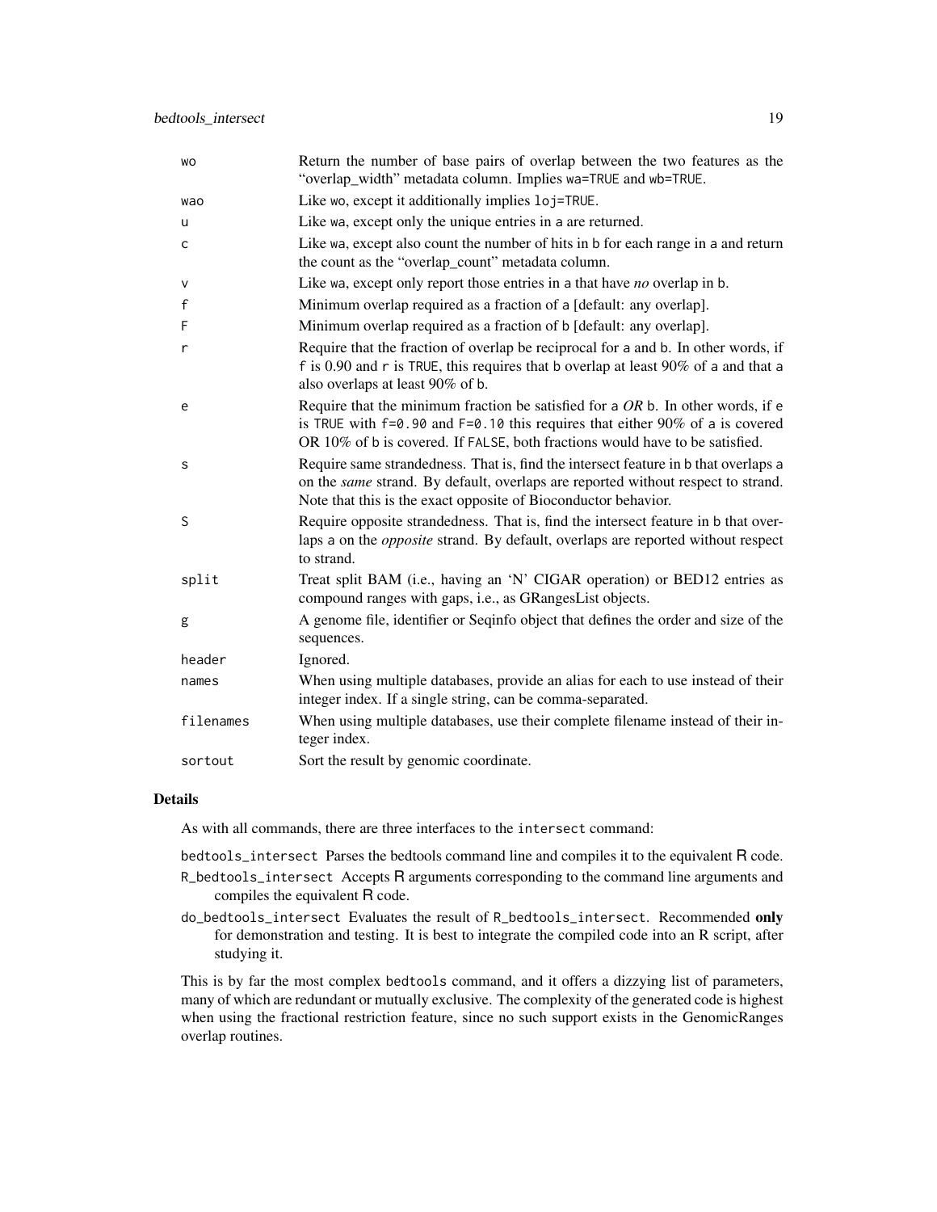| | |
|---|---|
| `wo` | Return the number of base pairs of overlap between the two features as the "overlap_width" metadata column. Implies `wa=TRUE` and `wb=TRUE`. |
| `wao` | Like `wo`, except it additionally implies `loj=TRUE`. |
| `u` | Like `wa`, except only the unique entries in `a` are returned. |
| `c` | Like `wa`, except also count the number of hits in `b` for each range in `a` and return the count as the "overlap_count" metadata column. |
| `v` | Like `wa`, except only report those entries in `a` that have *no* overlap in `b`. |
| `f` | Minimum overlap required as a fraction of `a` [default: any overlap]. |
| `F` | Minimum overlap required as a fraction of `b` [default: any overlap]. |
| `r` | Require that the fraction of overlap be reciprocal for `a` and `b`. In other words, if `f` is 0.90 and `r` is `TRUE`, this requires that `b` overlap at least 90% of `a` and that `a` also overlaps at least 90% of `b`. |
| `e` | Require that the minimum fraction be satisfied for `a` *OR* `b`. In other words, if `e` is `TRUE` with `f=0.90` and `F=0.10` this requires that either 90% of `a` is covered OR 10% of `b` is covered. If `FALSE`, both fractions would have to be satisfied. |
| `s` | Require same strandedness. That is, find the intersect feature in `b` that overlaps `a` on the *same* strand. By default, overlaps are reported without respect to strand. Note that this is the exact opposite of Bioconductor behavior. |
| `S` | Require opposite strandedness. That is, find the intersect feature in `b` that overlaps `a` on the *opposite* strand. By default, overlaps are reported without respect to strand. |
| `split` | Treat split BAM (i.e., having an 'N' CIGAR operation) or BED12 entries as compound ranges with gaps, i.e., as GRangesList objects. |
| `g` | A genome file, identifier or Seqinfo object that defines the order and size of the sequences. |
| `header` | Ignored. |
| `names` | When using multiple databases, provide an alias for each to use instead of their integer index. If a single string, can be comma-separated. |
| `filenames` | When using multiple databases, use their complete filename instead of their integer index. |
| `sortout` | Sort the result by genomic coordinate. |

## Details

As with all commands, there are three interfaces to the `intersect` command:

- `bedtools_intersect` Parses the bedtools command line and compiles it to the equivalent R code.
- `R_bedtools_intersect` Accepts R arguments corresponding to the command line arguments and compiles the equivalent R code.
- `do_bedtools_intersect` Evaluates the result of `R_bedtools_intersect`. Recommended **only** for demonstration and testing. It is best to integrate the compiled code into an R script, after studying it.

This is by far the most complex `bedtools` command, and it offers a dizzying list of parameters, many of which are redundant or mutually exclusive. The complexity of the generated code is highest when using the fractional restriction feature, since no such support exists in the GenomicRanges overlap routines.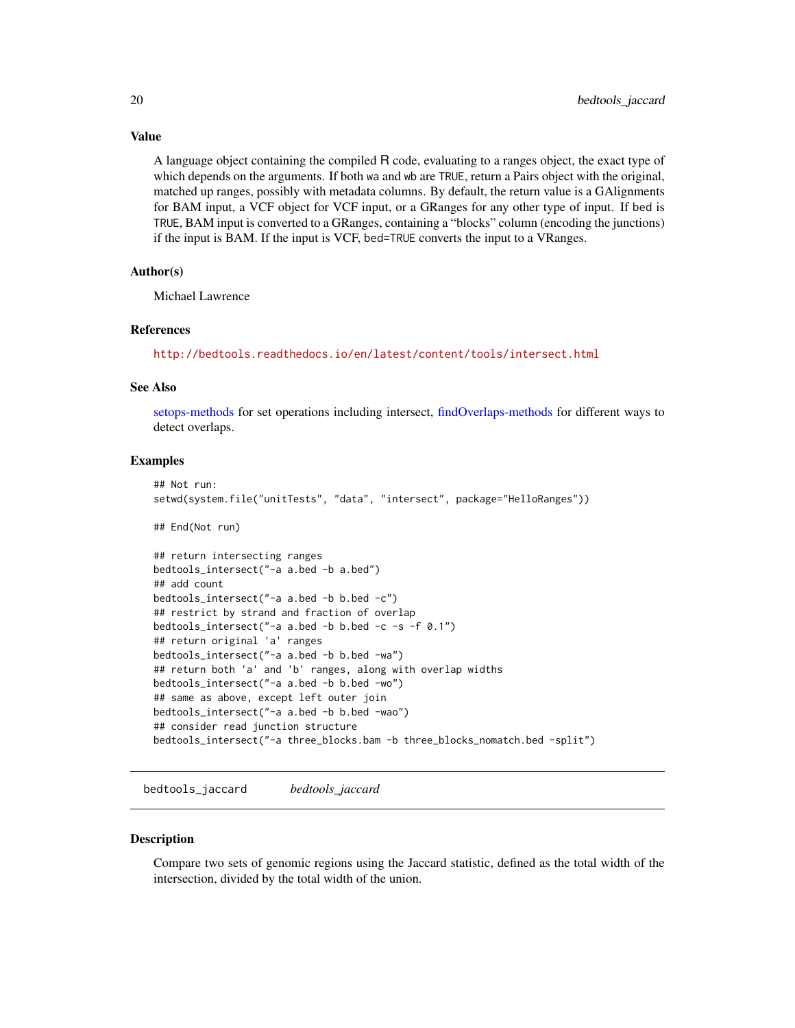### Value

A language object containing the compiled R code, evaluating to a ranges object, the exact type of which depends on the arguments. If both wa and wb are TRUE, return a Pairs object with the original, matched up ranges, possibly with metadata columns. By default, the return value is a GAlignments for BAM input, a VCF object for VCF input, or a GRanges for any other type of input. If bed is TRUE, BAM input is converted to a GRanges, containing a "blocks" column (encoding the junctions) if the input is BAM. If the input is VCF, bed=TRUE converts the input to a VRanges.

### Author(s)

Michael Lawrence

### References

http://bedtools.readthedocs.io/en/latest/content/tools/intersect.html

### See Also

setops-methods for set operations including intersect, findOverlaps-methods for different ways to detect overlaps.

### Examples

```
## Not run:
setwd(system.file("unitTests", "data", "intersect", package="HelloRanges"))

## End(Not run)

## return intersecting ranges
bedtools_intersect("-a a.bed -b a.bed")
## add count
bedtools_intersect("-a a.bed -b b.bed -c")
## restrict by strand and fraction of overlap
bedtools_intersect("-a a.bed -b b.bed -c -s -f 0.1")
## return original 'a' ranges
bedtools_intersect("-a a.bed -b b.bed -wa")
## return both 'a' and 'b' ranges, along with overlap widths
bedtools_intersect("-a a.bed -b b.bed -wo")
## same as above, except left outer join
bedtools_intersect("-a a.bed -b b.bed -wao")
## consider read junction structure
bedtools_intersect("-a three_blocks.bam -b three_blocks_nomatch.bed -split")
```

---

## bedtools_jaccard &nbsp;&nbsp;&nbsp; *bedtools_jaccard*

---

### Description

Compare two sets of genomic regions using the Jaccard statistic, defined as the total width of the intersection, divided by the total width of the union.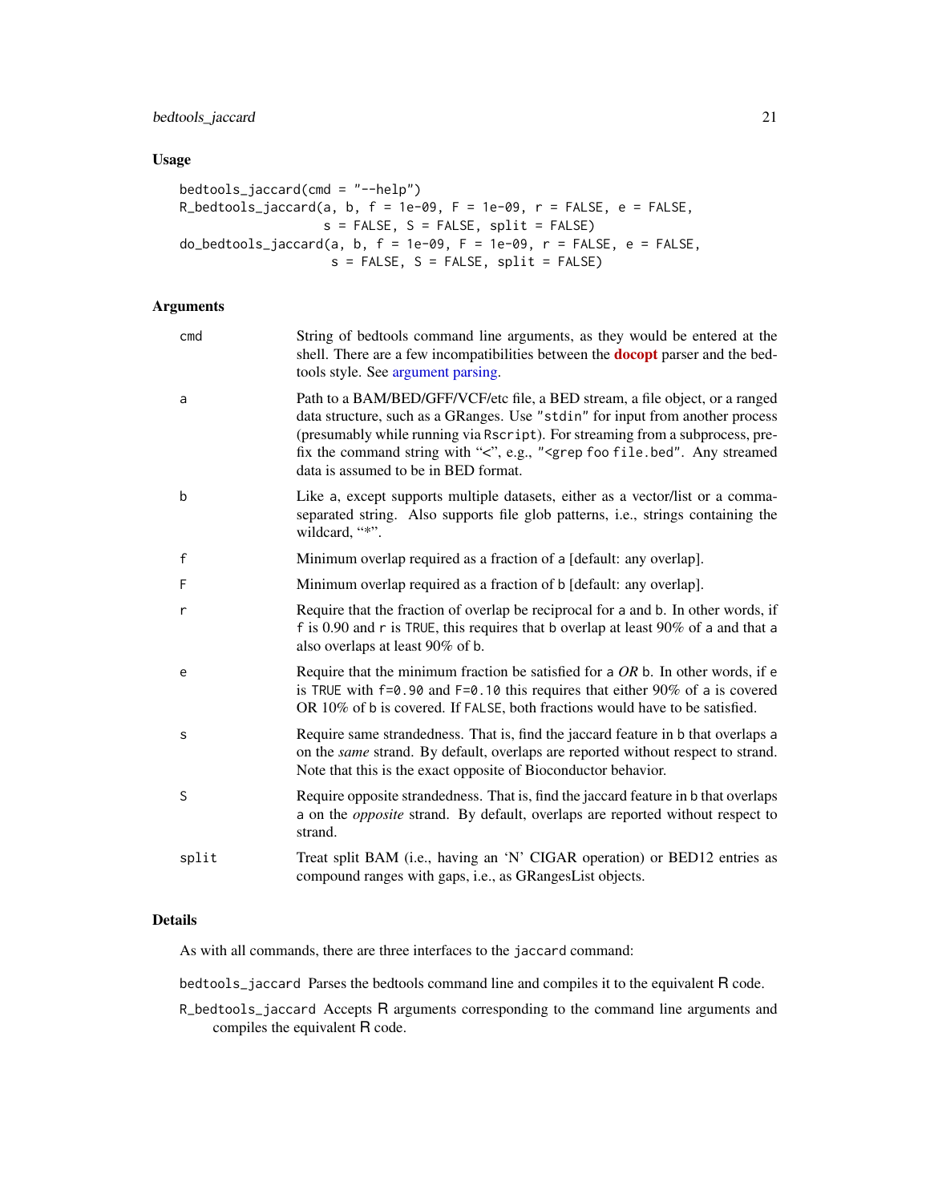## Usage

```
bedtools_jaccard(cmd = "--help")
R_bedtools_jaccard(a, b, f = 1e-09, F = 1e-09, r = FALSE, e = FALSE,
                   s = FALSE, S = FALSE, split = FALSE)
do_bedtools_jaccard(a, b, f = 1e-09, F = 1e-09, r = FALSE, e = FALSE,
                    s = FALSE, S = FALSE, split = FALSE)
```

## Arguments

| | |
|---|---|
| cmd | String of bedtools command line arguments, as they would be entered at the shell. There are a few incompatibilities between the **docopt** parser and the bedtools style. See argument parsing. |
| a | Path to a BAM/BED/GFF/VCF/etc file, a BED stream, a file object, or a ranged data structure, such as a GRanges. Use "stdin" for input from another process (presumably while running via Rscript). For streaming from a subprocess, prefix the command string with "<", e.g., "<grep foo file.bed". Any streamed data is assumed to be in BED format. |
| b | Like a, except supports multiple datasets, either as a vector/list or a comma-separated string. Also supports file glob patterns, i.e., strings containing the wildcard, "*". |
| f | Minimum overlap required as a fraction of a [default: any overlap]. |
| F | Minimum overlap required as a fraction of b [default: any overlap]. |
| r | Require that the fraction of overlap be reciprocal for a and b. In other words, if f is 0.90 and r is TRUE, this requires that b overlap at least 90% of a and that a also overlaps at least 90% of b. |
| e | Require that the minimum fraction be satisfied for a *OR* b. In other words, if e is TRUE with f=0.90 and F=0.10 this requires that either 90% of a is covered OR 10% of b is covered. If FALSE, both fractions would have to be satisfied. |
| s | Require same strandedness. That is, find the jaccard feature in b that overlaps a on the *same* strand. By default, overlaps are reported without respect to strand. Note that this is the exact opposite of Bioconductor behavior. |
| S | Require opposite strandedness. That is, find the jaccard feature in b that overlaps a on the *opposite* strand. By default, overlaps are reported without respect to strand. |
| split | Treat split BAM (i.e., having an 'N' CIGAR operation) or BED12 entries as compound ranges with gaps, i.e., as GRangesList objects. |

## Details

As with all commands, there are three interfaces to the jaccard command:

bedtools_jaccard Parses the bedtools command line and compiles it to the equivalent R code.

R_bedtools_jaccard Accepts R arguments corresponding to the command line arguments and compiles the equivalent R code.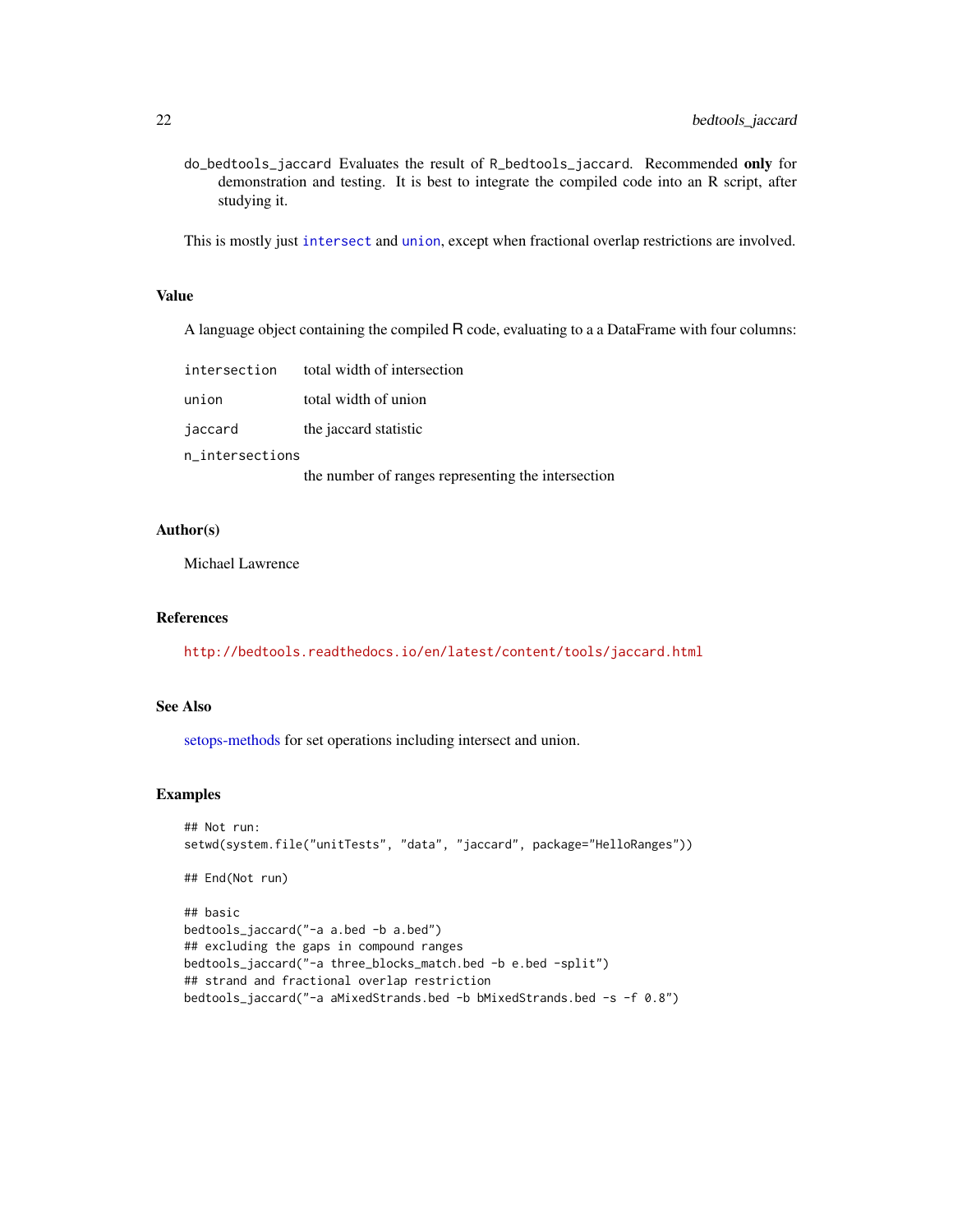do_bedtools_jaccard Evaluates the result of R_bedtools_jaccard. Recommended **only** for demonstration and testing. It is best to integrate the compiled code into an R script, after studying it.

This is mostly just intersect and union, except when fractional overlap restrictions are involved.

### Value

A language object containing the compiled R code, evaluating to a a DataFrame with four columns:

| | |
|---|---|
| intersection | total width of intersection |
| union | total width of union |
| jaccard | the jaccard statistic |
| n_intersections | the number of ranges representing the intersection |

### Author(s)

Michael Lawrence

### References

http://bedtools.readthedocs.io/en/latest/content/tools/jaccard.html

### See Also

setops-methods for set operations including intersect and union.

### Examples

```
## Not run:
setwd(system.file("unitTests", "data", "jaccard", package="HelloRanges"))

## End(Not run)

## basic
bedtools_jaccard("-a a.bed -b a.bed")
## excluding the gaps in compound ranges
bedtools_jaccard("-a three_blocks_match.bed -b e.bed -split")
## strand and fractional overlap restriction
bedtools_jaccard("-a aMixedStrands.bed -b bMixedStrands.bed -s -f 0.8")
```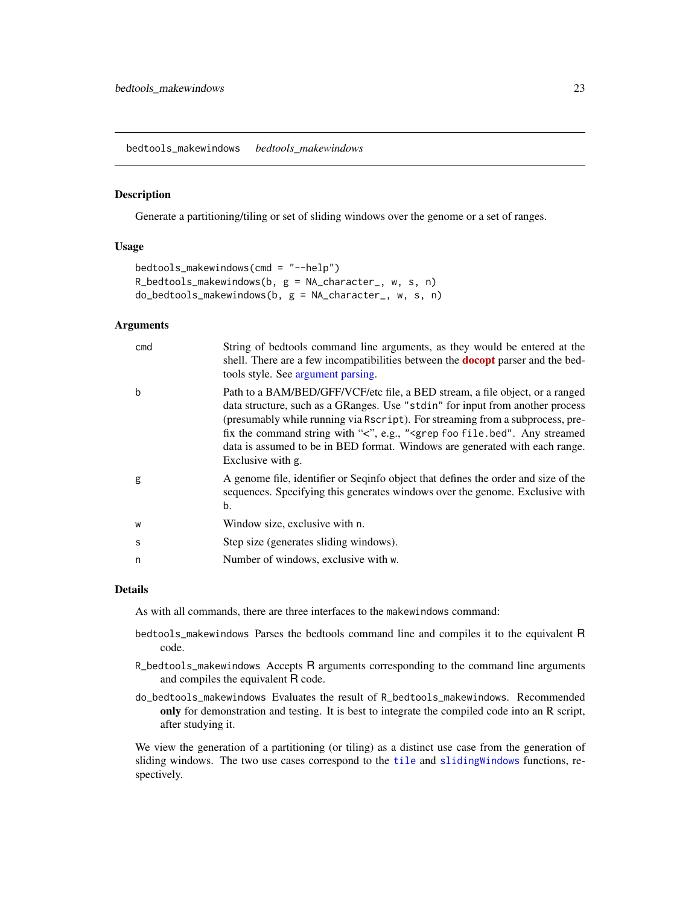## bedtools_makewindows *bedtools_makewindows*

### Description

Generate a partitioning/tiling or set of sliding windows over the genome or a set of ranges.

### Usage

```
bedtools_makewindows(cmd = "--help")
R_bedtools_makewindows(b, g = NA_character_, w, s, n)
do_bedtools_makewindows(b, g = NA_character_, w, s, n)
```

### Arguments

| | |
|---|---|
| cmd | String of bedtools command line arguments, as they would be entered at the shell. There are a few incompatibilities between the **docopt** parser and the bedtools style. See argument parsing. |
| b | Path to a BAM/BED/GFF/VCF/etc file, a BED stream, a file object, or a ranged data structure, such as a GRanges. Use "stdin" for input from another process (presumably while running via Rscript). For streaming from a subprocess, prefix the command string with "<", e.g., "<grep foo file.bed". Any streamed data is assumed to be in BED format. Windows are generated with each range. Exclusive with g. |
| g | A genome file, identifier or Seqinfo object that defines the order and size of the sequences. Specifying this generates windows over the genome. Exclusive with b. |
| w | Window size, exclusive with n. |
| s | Step size (generates sliding windows). |
| n | Number of windows, exclusive with w. |

### Details

As with all commands, there are three interfaces to the makewindows command:

`bedtools_makewindows` Parses the bedtools command line and compiles it to the equivalent R code.

`R_bedtools_makewindows` Accepts R arguments corresponding to the command line arguments and compiles the equivalent R code.

`do_bedtools_makewindows` Evaluates the result of `R_bedtools_makewindows`. Recommended **only** for demonstration and testing. It is best to integrate the compiled code into an R script, after studying it.

We view the generation of a partitioning (or tiling) as a distinct use case from the generation of sliding windows. The two use cases correspond to the `tile` and `slidingWindows` functions, respectively.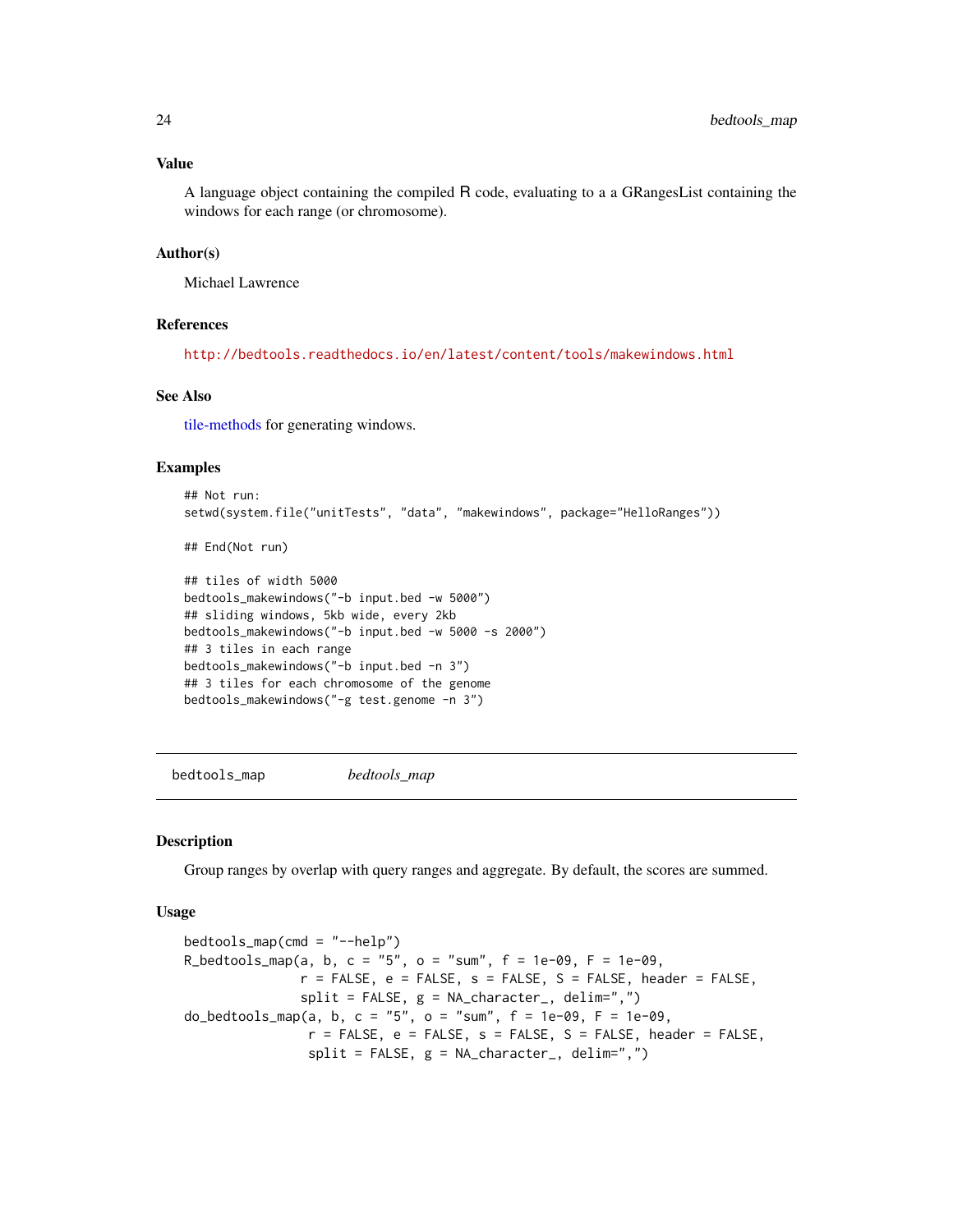### Value

A language object containing the compiled R code, evaluating to a a GRangesList containing the windows for each range (or chromosome).

### Author(s)

Michael Lawrence

### References

http://bedtools.readthedocs.io/en/latest/content/tools/makewindows.html

### See Also

tile-methods for generating windows.

### Examples

```
## Not run:
setwd(system.file("unitTests", "data", "makewindows", package="HelloRanges"))

## End(Not run)

## tiles of width 5000
bedtools_makewindows("-b input.bed -w 5000")
## sliding windows, 5kb wide, every 2kb
bedtools_makewindows("-b input.bed -w 5000 -s 2000")
## 3 tiles in each range
bedtools_makewindows("-b input.bed -n 3")
## 3 tiles for each chromosome of the genome
bedtools_makewindows("-g test.genome -n 3")
```

---

## bedtools_map &nbsp;&nbsp;&nbsp;&nbsp; *bedtools_map*

### Description

Group ranges by overlap with query ranges and aggregate. By default, the scores are summed.

### Usage

```
bedtools_map(cmd = "--help")
R_bedtools_map(a, b, c = "5", o = "sum", f = 1e-09, F = 1e-09,
               r = FALSE, e = FALSE, s = FALSE, S = FALSE, header = FALSE,
               split = FALSE, g = NA_character_, delim=",")
do_bedtools_map(a, b, c = "5", o = "sum", f = 1e-09, F = 1e-09,
                r = FALSE, e = FALSE, s = FALSE, S = FALSE, header = FALSE,
                split = FALSE, g = NA_character_, delim=",")
```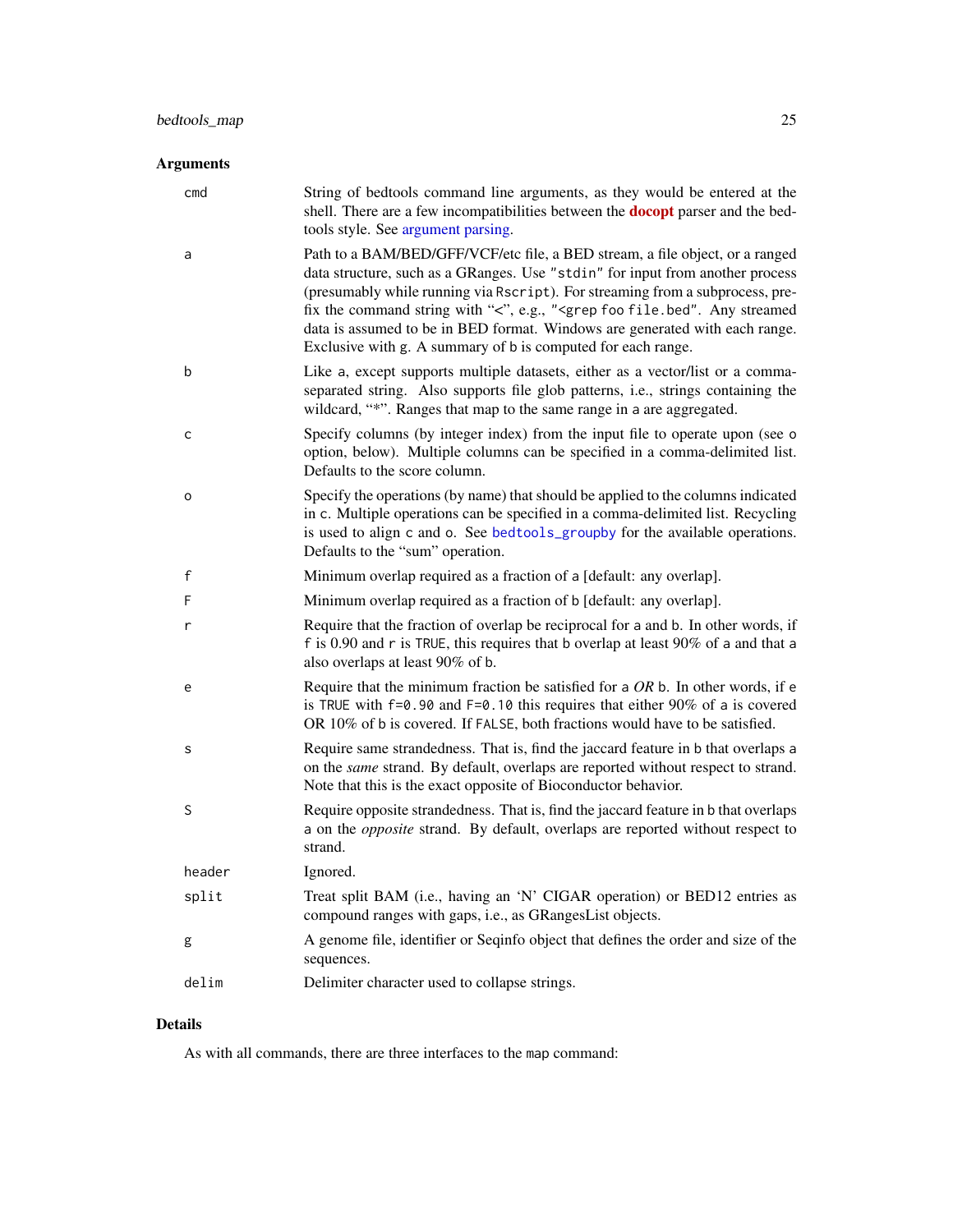## Arguments

- `cmd` — String of bedtools command line arguments, as they would be entered at the shell. There are a few incompatibilities between the **docopt** parser and the bedtools style. See argument parsing.
- `a` — Path to a BAM/BED/GFF/VCF/etc file, a BED stream, a file object, or a ranged data structure, such as a GRanges. Use `"stdin"` for input from another process (presumably while running via `Rscript`). For streaming from a subprocess, prefix the command string with "<", e.g., `"<grep foo file.bed"`. Any streamed data is assumed to be in BED format. Windows are generated with each range. Exclusive with `g`. A summary of `b` is computed for each range.
- `b` — Like `a`, except supports multiple datasets, either as a vector/list or a comma-separated string. Also supports file glob patterns, i.e., strings containing the wildcard, "*". Ranges that map to the same range in `a` are aggregated.
- `c` — Specify columns (by integer index) from the input file to operate upon (see `o` option, below). Multiple columns can be specified in a comma-delimited list. Defaults to the score column.
- `o` — Specify the operations (by name) that should be applied to the columns indicated in `c`. Multiple operations can be specified in a comma-delimited list. Recycling is used to align `c` and `o`. See `bedtools_groupby` for the available operations. Defaults to the "sum" operation.
- `f` — Minimum overlap required as a fraction of `a` [default: any overlap].
- `F` — Minimum overlap required as a fraction of `b` [default: any overlap].
- `r` — Require that the fraction of overlap be reciprocal for `a` and `b`. In other words, if `f` is 0.90 and `r` is `TRUE`, this requires that `b` overlap at least 90% of `a` and that `a` also overlaps at least 90% of `b`.
- `e` — Require that the minimum fraction be satisfied for `a` *OR* `b`. In other words, if `e` is `TRUE` with `f=0.90` and `F=0.10` this requires that either 90% of `a` is covered OR 10% of `b` is covered. If `FALSE`, both fractions would have to be satisfied.
- `s` — Require same strandedness. That is, find the jaccard feature in `b` that overlaps `a` on the *same* strand. By default, overlaps are reported without respect to strand. Note that this is the exact opposite of Bioconductor behavior.
- `S` — Require opposite strandedness. That is, find the jaccard feature in `b` that overlaps `a` on the *opposite* strand. By default, overlaps are reported without respect to strand.
- `header` — Ignored.
- `split` — Treat split BAM (i.e., having an 'N' CIGAR operation) or BED12 entries as compound ranges with gaps, i.e., as GRangesList objects.
- `g` — A genome file, identifier or Seqinfo object that defines the order and size of the sequences.
- `delim` — Delimiter character used to collapse strings.

## Details

As with all commands, there are three interfaces to the `map` command: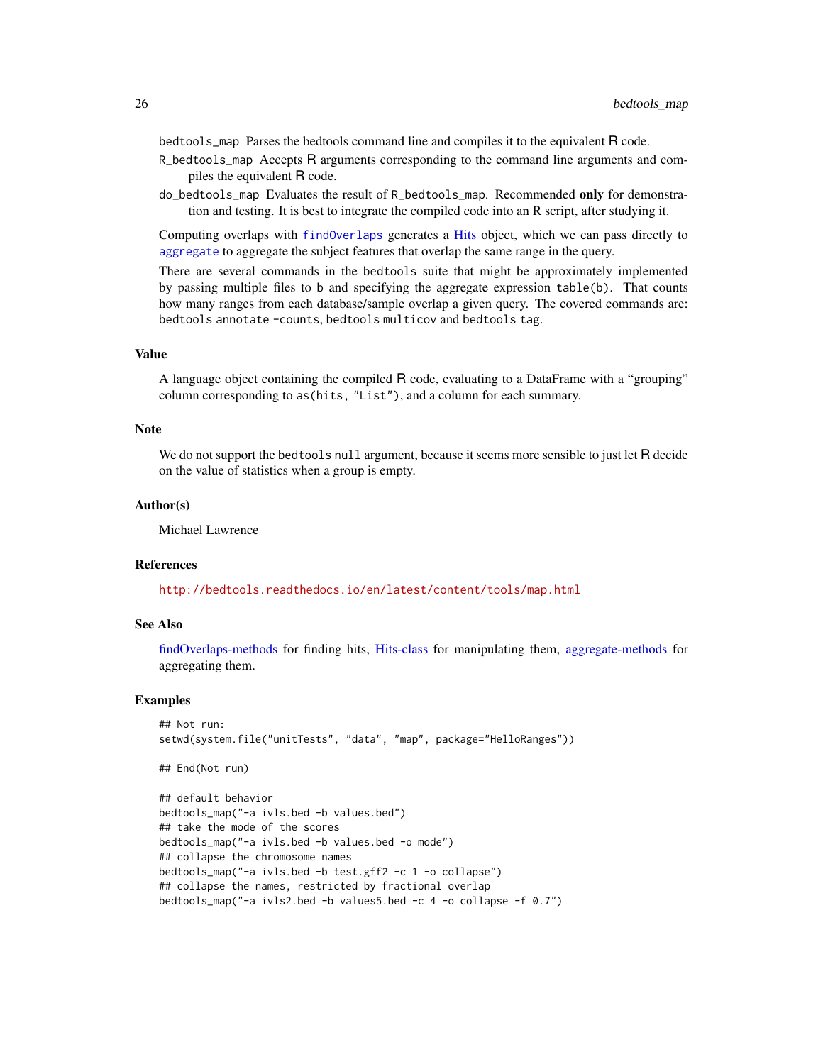`bedtools_map` Parses the bedtools command line and compiles it to the equivalent R code.

`R_bedtools_map` Accepts R arguments corresponding to the command line arguments and compiles the equivalent R code.

`do_bedtools_map` Evaluates the result of `R_bedtools_map`. Recommended **only** for demonstration and testing. It is best to integrate the compiled code into an R script, after studying it.

Computing overlaps with `findOverlaps` generates a Hits object, which we can pass directly to `aggregate` to aggregate the subject features that overlap the same range in the query.

There are several commands in the `bedtools` suite that might be approximately implemented by passing multiple files to `b` and specifying the aggregate expression `table(b)`. That counts how many ranges from each database/sample overlap a given query. The covered commands are: `bedtools annotate -counts`, `bedtools multicov` and `bedtools tag`.

## Value

A language object containing the compiled R code, evaluating to a DataFrame with a "grouping" column corresponding to `as(hits, "List")`, and a column for each summary.

## Note

We do not support the `bedtools null` argument, because it seems more sensible to just let R decide on the value of statistics when a group is empty.

## Author(s)

Michael Lawrence

## References

http://bedtools.readthedocs.io/en/latest/content/tools/map.html

## See Also

findOverlaps-methods for finding hits, Hits-class for manipulating them, aggregate-methods for aggregating them.

## Examples

```
## Not run:
setwd(system.file("unitTests", "data", "map", package="HelloRanges"))

## End(Not run)

## default behavior
bedtools_map("-a ivls.bed -b values.bed")
## take the mode of the scores
bedtools_map("-a ivls.bed -b values.bed -o mode")
## collapse the chromosome names
bedtools_map("-a ivls.bed -b test.gff2 -c 1 -o collapse")
## collapse the names, restricted by fractional overlap
bedtools_map("-a ivls2.bed -b values5.bed -c 4 -o collapse -f 0.7")
```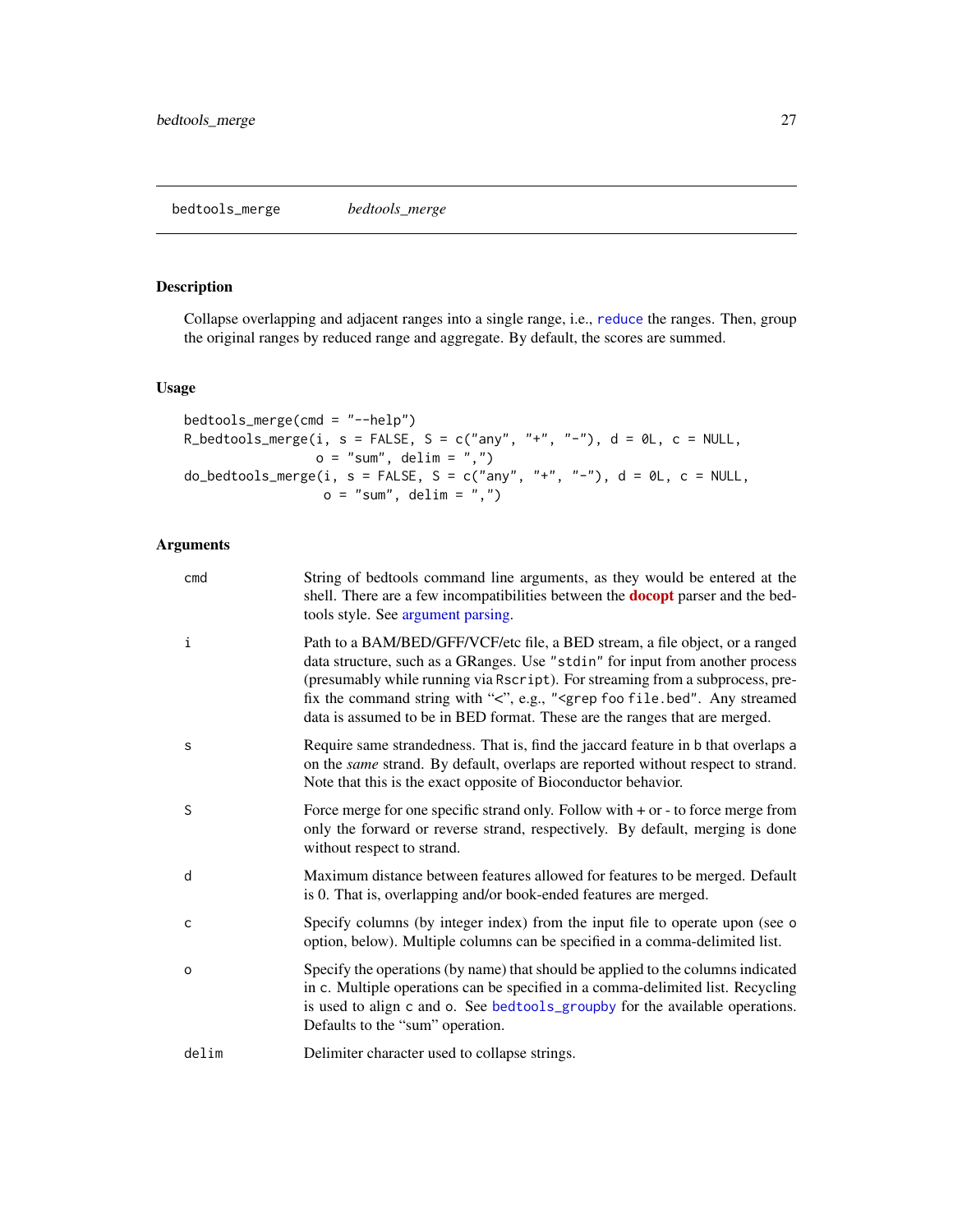bedtools_merge *bedtools_merge*

## Description

Collapse overlapping and adjacent ranges into a single range, i.e., reduce the ranges. Then, group the original ranges by reduced range and aggregate. By default, the scores are summed.

## Usage

```
bedtools_merge(cmd = "--help")
R_bedtools_merge(i, s = FALSE, S = c("any", "+", "-"), d = 0L, c = NULL,
                 o = "sum", delim = ",")
do_bedtools_merge(i, s = FALSE, S = c("any", "+", "-"), d = 0L, c = NULL,
                  o = "sum", delim = ",")
```

## Arguments

| | |
|---|---|
| `cmd` | String of bedtools command line arguments, as they would be entered at the shell. There are a few incompatibilities between the **docopt** parser and the bedtools style. See argument parsing. |
| `i` | Path to a BAM/BED/GFF/VCF/etc file, a BED stream, a file object, or a ranged data structure, such as a GRanges. Use `"stdin"` for input from another process (presumably while running via `Rscript`). For streaming from a subprocess, prefix the command string with "<", e.g., `"<grep foo file.bed"`. Any streamed data is assumed to be in BED format. These are the ranges that are merged. |
| `s` | Require same strandedness. That is, find the jaccard feature in `b` that overlaps `a` on the *same* strand. By default, overlaps are reported without respect to strand. Note that this is the exact opposite of Bioconductor behavior. |
| `S` | Force merge for one specific strand only. Follow with + or - to force merge from only the forward or reverse strand, respectively. By default, merging is done without respect to strand. |
| `d` | Maximum distance between features allowed for features to be merged. Default is 0. That is, overlapping and/or book-ended features are merged. |
| `c` | Specify columns (by integer index) from the input file to operate upon (see `o` option, below). Multiple columns can be specified in a comma-delimited list. |
| `o` | Specify the operations (by name) that should be applied to the columns indicated in `c`. Multiple operations can be specified in a comma-delimited list. Recycling is used to align `c` and `o`. See `bedtools_groupby` for the available operations. Defaults to the "sum" operation. |
| `delim` | Delimiter character used to collapse strings. |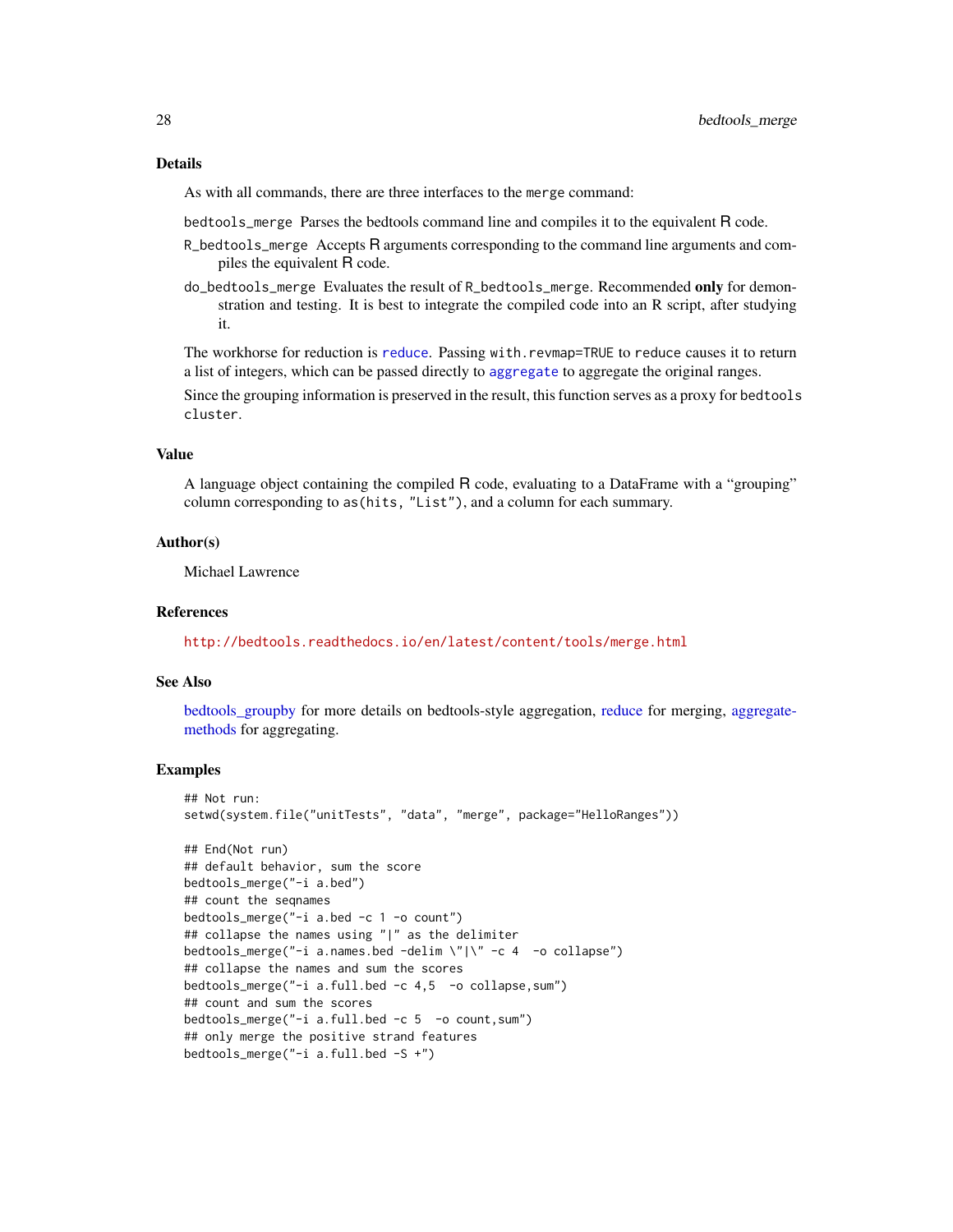## Details

As with all commands, there are three interfaces to the `merge` command:

- `bedtools_merge` Parses the bedtools command line and compiles it to the equivalent R code.
- `R_bedtools_merge` Accepts R arguments corresponding to the command line arguments and compiles the equivalent R code.
- `do_bedtools_merge` Evaluates the result of `R_bedtools_merge`. Recommended **only** for demonstration and testing. It is best to integrate the compiled code into an R script, after studying it.

The workhorse for reduction is `reduce`. Passing `with.revmap=TRUE` to `reduce` causes it to return a list of integers, which can be passed directly to `aggregate` to aggregate the original ranges.

Since the grouping information is preserved in the result, this function serves as a proxy for `bedtools cluster`.

## Value

A language object containing the compiled R code, evaluating to a DataFrame with a "grouping" column corresponding to `as(hits, "List")`, and a column for each summary.

## Author(s)

Michael Lawrence

## References

http://bedtools.readthedocs.io/en/latest/content/tools/merge.html

## See Also

bedtools_groupby for more details on bedtools-style aggregation, reduce for merging, aggregate-methods for aggregating.

## Examples

```
## Not run:
setwd(system.file("unitTests", "data", "merge", package="HelloRanges"))

## End(Not run)
## default behavior, sum the score
bedtools_merge("-i a.bed")
## count the seqnames
bedtools_merge("-i a.bed -c 1 -o count")
## collapse the names using "|" as the delimiter
bedtools_merge("-i a.names.bed -delim \"|\" -c 4  -o collapse")
## collapse the names and sum the scores
bedtools_merge("-i a.full.bed -c 4,5  -o collapse,sum")
## count and sum the scores
bedtools_merge("-i a.full.bed -c 5  -o count,sum")
## only merge the positive strand features
bedtools_merge("-i a.full.bed -S +")
```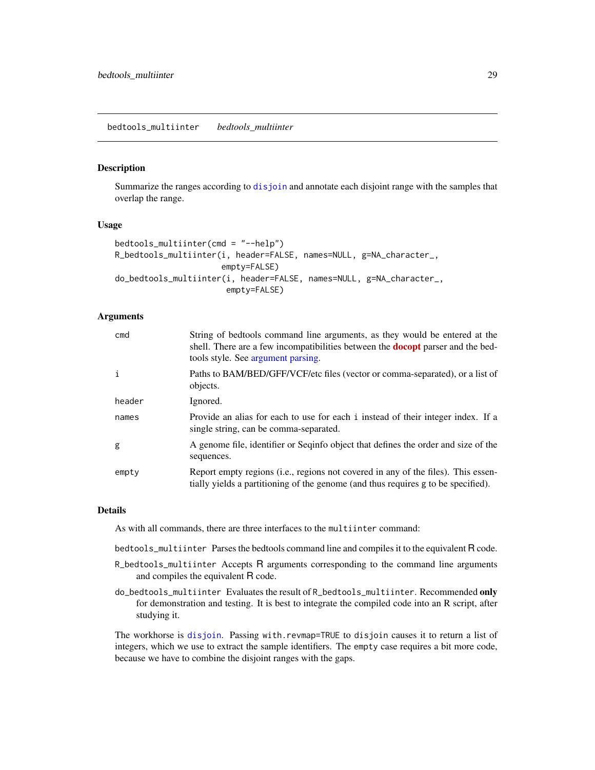## bedtools_multiinter *bedtools_multiinter*

### Description

Summarize the ranges according to disjoin and annotate each disjoint range with the samples that overlap the range.

### Usage

```
bedtools_multiinter(cmd = "--help")
R_bedtools_multiinter(i, header=FALSE, names=NULL, g=NA_character_,
                      empty=FALSE)
do_bedtools_multiinter(i, header=FALSE, names=NULL, g=NA_character_,
                       empty=FALSE)
```

### Arguments

| | |
|---|---|
| `cmd` | String of bedtools command line arguments, as they would be entered at the shell. There are a few incompatibilities between the **docopt** parser and the bedtools style. See argument parsing. |
| `i` | Paths to BAM/BED/GFF/VCF/etc files (vector or comma-separated), or a list of objects. |
| `header` | Ignored. |
| `names` | Provide an alias for each to use for each `i` instead of their integer index. If a single string, can be comma-separated. |
| `g` | A genome file, identifier or Seqinfo object that defines the order and size of the sequences. |
| `empty` | Report empty regions (i.e., regions not covered in any of the files). This essentially yields a partitioning of the genome (and thus requires g to be specified). |

### Details

As with all commands, there are three interfaces to the `multiinter` command:

`bedtools_multiinter` Parses the bedtools command line and compiles it to the equivalent R code.

`R_bedtools_multiinter` Accepts R arguments corresponding to the command line arguments and compiles the equivalent R code.

`do_bedtools_multiinter` Evaluates the result of `R_bedtools_multiinter`. Recommended **only** for demonstration and testing. It is best to integrate the compiled code into an R script, after studying it.

The workhorse is `disjoin`. Passing `with.revmap=TRUE` to `disjoin` causes it to return a list of integers, which we use to extract the sample identifiers. The `empty` case requires a bit more code, because we have to combine the disjoint ranges with the gaps.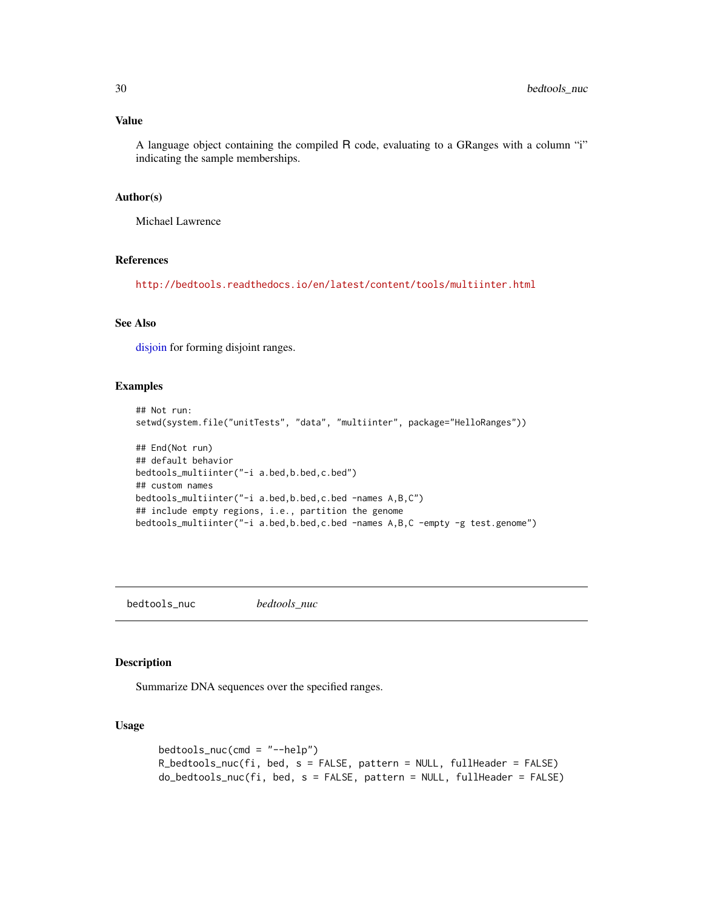## Value

A language object containing the compiled R code, evaluating to a GRanges with a column "i" indicating the sample memberships.

## Author(s)

Michael Lawrence

## References

http://bedtools.readthedocs.io/en/latest/content/tools/multiinter.html

## See Also

disjoin for forming disjoint ranges.

## Examples

```
## Not run:
setwd(system.file("unitTests", "data", "multiinter", package="HelloRanges"))

## End(Not run)
## default behavior
bedtools_multiinter("-i a.bed,b.bed,c.bed")
## custom names
bedtools_multiinter("-i a.bed,b.bed,c.bed -names A,B,C")
## include empty regions, i.e., partition the genome
bedtools_multiinter("-i a.bed,b.bed,c.bed -names A,B,C -empty -g test.genome")
```

---

bedtools_nuc          *bedtools_nuc*

---

## Description

Summarize DNA sequences over the specified ranges.

## Usage

```
bedtools_nuc(cmd = "--help")
R_bedtools_nuc(fi, bed, s = FALSE, pattern = NULL, fullHeader = FALSE)
do_bedtools_nuc(fi, bed, s = FALSE, pattern = NULL, fullHeader = FALSE)
```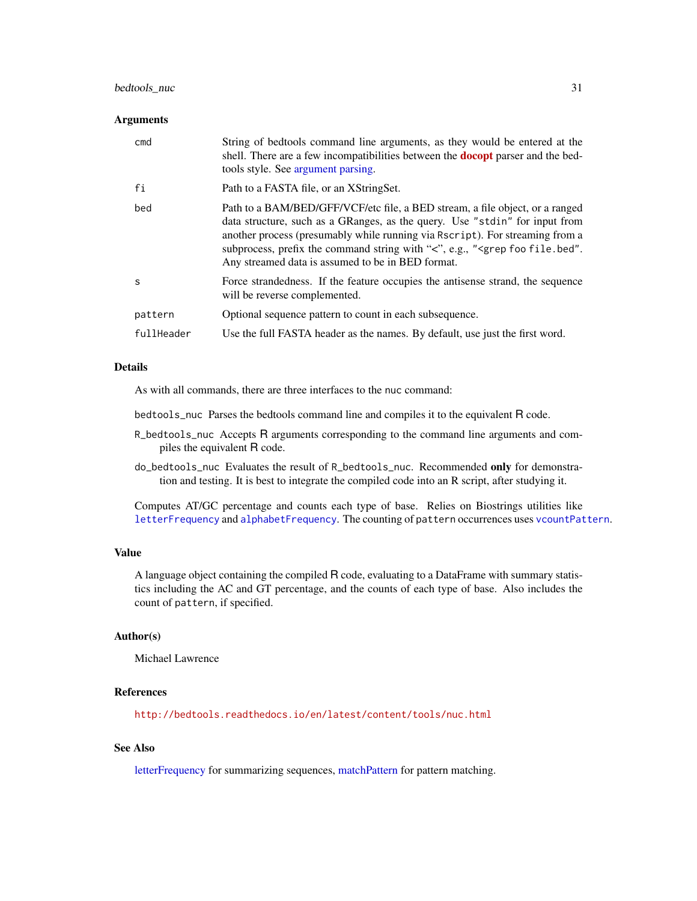## Arguments

| | |
|---|---|
| `cmd` | String of bedtools command line arguments, as they would be entered at the shell. There are a few incompatibilities between the **docopt** parser and the bedtools style. See argument parsing. |
| `fi` | Path to a FASTA file, or an XStringSet. |
| `bed` | Path to a BAM/BED/GFF/VCF/etc file, a BED stream, a file object, or a ranged data structure, such as a GRanges, as the query. Use `"stdin"` for input from another process (presumably while running via `Rscript`). For streaming from a subprocess, prefix the command string with "<", e.g., `"<grep foo file.bed"`. Any streamed data is assumed to be in BED format. |
| `s` | Force strandedness. If the feature occupies the antisense strand, the sequence will be reverse complemented. |
| `pattern` | Optional sequence pattern to count in each subsequence. |
| `fullHeader` | Use the full FASTA header as the names. By default, use just the first word. |

## Details

As with all commands, there are three interfaces to the `nuc` command:

`bedtools_nuc` Parses the bedtools command line and compiles it to the equivalent R code.

`R_bedtools_nuc` Accepts R arguments corresponding to the command line arguments and compiles the equivalent R code.

`do_bedtools_nuc` Evaluates the result of `R_bedtools_nuc`. Recommended **only** for demonstration and testing. It is best to integrate the compiled code into an R script, after studying it.

Computes AT/GC percentage and counts each type of base. Relies on Biostrings utilities like `letterFrequency` and `alphabetFrequency`. The counting of `pattern` occurrences uses `vcountPattern`.

## Value

A language object containing the compiled R code, evaluating to a DataFrame with summary statistics including the AC and GT percentage, and the counts of each type of base. Also includes the count of `pattern`, if specified.

## Author(s)

Michael Lawrence

## References

http://bedtools.readthedocs.io/en/latest/content/tools/nuc.html

## See Also

letterFrequency for summarizing sequences, matchPattern for pattern matching.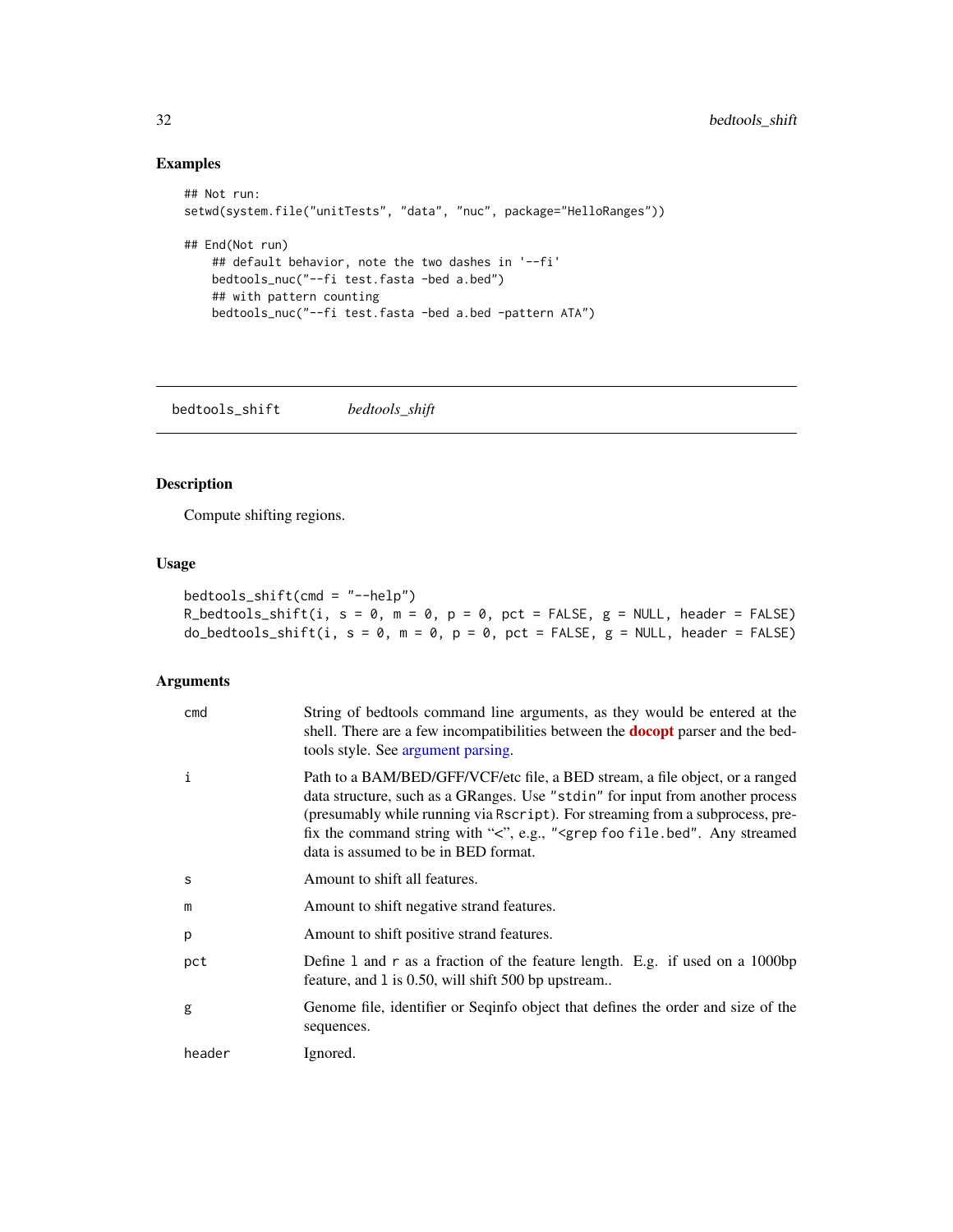## Examples

```
## Not run:
setwd(system.file("unitTests", "data", "nuc", package="HelloRanges"))

## End(Not run)
    ## default behavior, note the two dashes in '--fi'
    bedtools_nuc("--fi test.fasta -bed a.bed")
    ## with pattern counting
    bedtools_nuc("--fi test.fasta -bed a.bed -pattern ATA")
```

---

# bedtools_shift — *bedtools_shift*

## Description

Compute shifting regions.

## Usage

```
bedtools_shift(cmd = "--help")
R_bedtools_shift(i, s = 0, m = 0, p = 0, pct = FALSE, g = NULL, header = FALSE)
do_bedtools_shift(i, s = 0, m = 0, p = 0, pct = FALSE, g = NULL, header = FALSE)
```

## Arguments

| | |
|---|---|
| cmd | String of bedtools command line arguments, as they would be entered at the shell. There are a few incompatibilities between the **docopt** parser and the bedtools style. See argument parsing. |
| i | Path to a BAM/BED/GFF/VCF/etc file, a BED stream, a file object, or a ranged data structure, such as a GRanges. Use "stdin" for input from another process (presumably while running via Rscript). For streaming from a subprocess, prefix the command string with "<", e.g., "<grep foo file.bed". Any streamed data is assumed to be in BED format. |
| s | Amount to shift all features. |
| m | Amount to shift negative strand features. |
| p | Amount to shift positive strand features. |
| pct | Define l and r as a fraction of the feature length. E.g. if used on a 1000bp feature, and l is 0.50, will shift 500 bp upstream.. |
| g | Genome file, identifier or Seqinfo object that defines the order and size of the sequences. |
| header | Ignored. |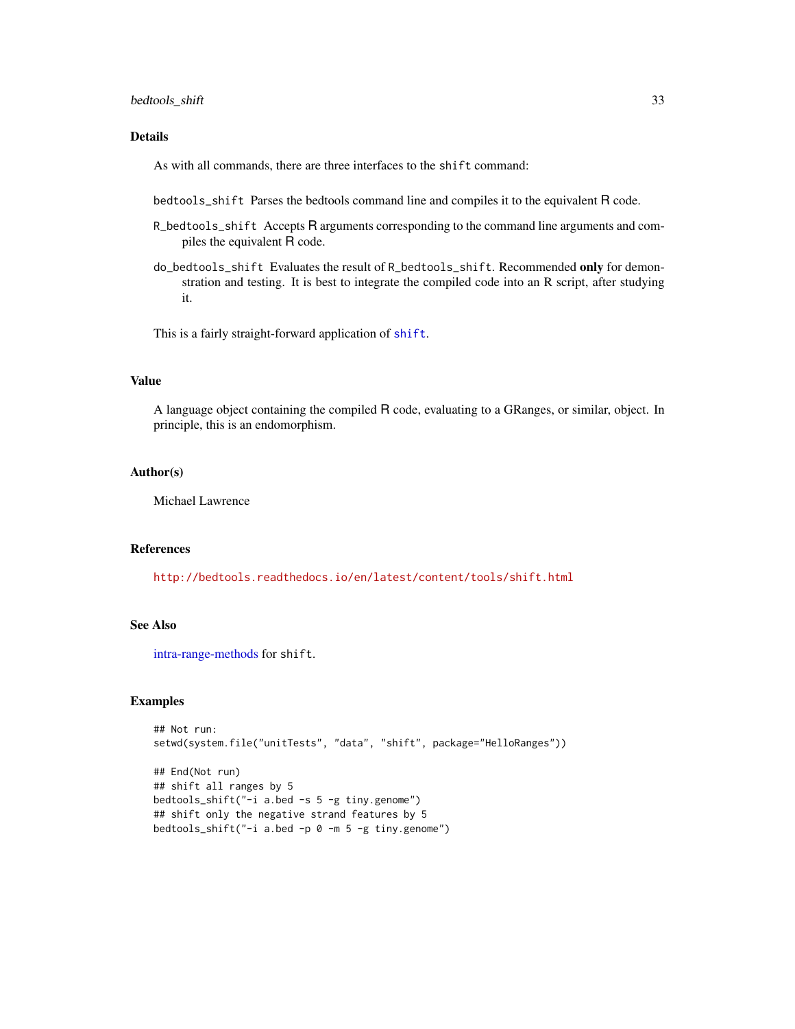## Details

As with all commands, there are three interfaces to the `shift` command:

`bedtools_shift` Parses the bedtools command line and compiles it to the equivalent R code.

`R_bedtools_shift` Accepts R arguments corresponding to the command line arguments and compiles the equivalent R code.

`do_bedtools_shift` Evaluates the result of `R_bedtools_shift`. Recommended **only** for demonstration and testing. It is best to integrate the compiled code into an R script, after studying it.

This is a fairly straight-forward application of `shift`.

## Value

A language object containing the compiled R code, evaluating to a GRanges, or similar, object. In principle, this is an endomorphism.

## Author(s)

Michael Lawrence

## References

http://bedtools.readthedocs.io/en/latest/content/tools/shift.html

## See Also

intra-range-methods for `shift`.

## Examples

```
## Not run:
setwd(system.file("unitTests", "data", "shift", package="HelloRanges"))

## End(Not run)
## shift all ranges by 5
bedtools_shift("-i a.bed -s 5 -g tiny.genome")
## shift only the negative strand features by 5
bedtools_shift("-i a.bed -p 0 -m 5 -g tiny.genome")
```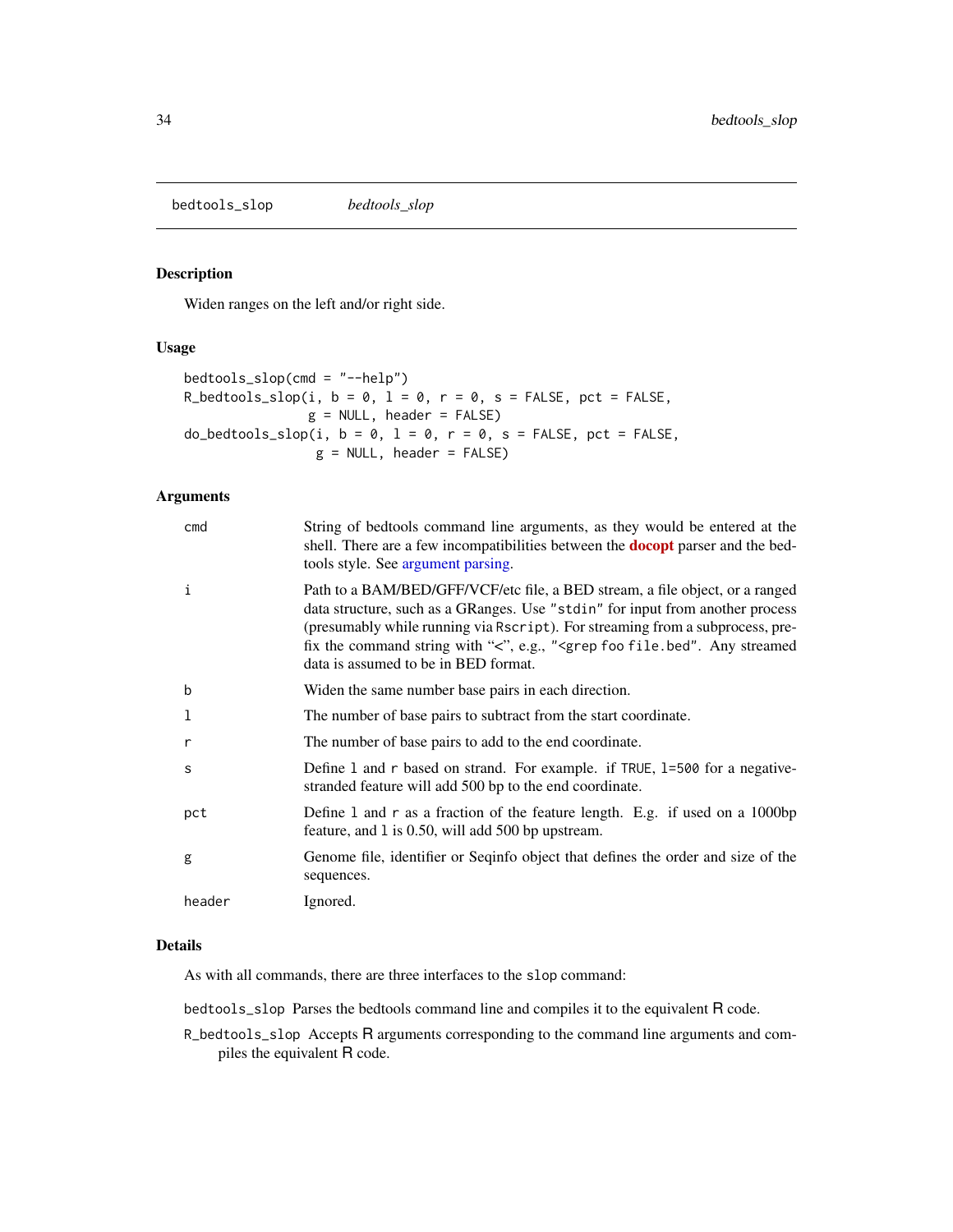bedtools_slop *bedtools_slop*

## Description

Widen ranges on the left and/or right side.

## Usage

```
bedtools_slop(cmd = "--help")
R_bedtools_slop(i, b = 0, l = 0, r = 0, s = FALSE, pct = FALSE,
                g = NULL, header = FALSE)
do_bedtools_slop(i, b = 0, l = 0, r = 0, s = FALSE, pct = FALSE,
                 g = NULL, header = FALSE)
```

## Arguments

| | |
|---|---|
| cmd | String of bedtools command line arguments, as they would be entered at the shell. There are a few incompatibilities between the **docopt** parser and the bedtools style. See argument parsing. |
| i | Path to a BAM/BED/GFF/VCF/etc file, a BED stream, a file object, or a ranged data structure, such as a GRanges. Use "stdin" for input from another process (presumably while running via Rscript). For streaming from a subprocess, prefix the command string with "<", e.g., "<grep foo file.bed". Any streamed data is assumed to be in BED format. |
| b | Widen the same number base pairs in each direction. |
| l | The number of base pairs to subtract from the start coordinate. |
| r | The number of base pairs to add to the end coordinate. |
| s | Define l and r based on strand. For example. if TRUE, l=500 for a negative-stranded feature will add 500 bp to the end coordinate. |
| pct | Define l and r as a fraction of the feature length. E.g. if used on a 1000bp feature, and l is 0.50, will add 500 bp upstream. |
| g | Genome file, identifier or Seqinfo object that defines the order and size of the sequences. |
| header | Ignored. |

## Details

As with all commands, there are three interfaces to the slop command:

bedtools_slop Parses the bedtools command line and compiles it to the equivalent R code.

R_bedtools_slop Accepts R arguments corresponding to the command line arguments and compiles the equivalent R code.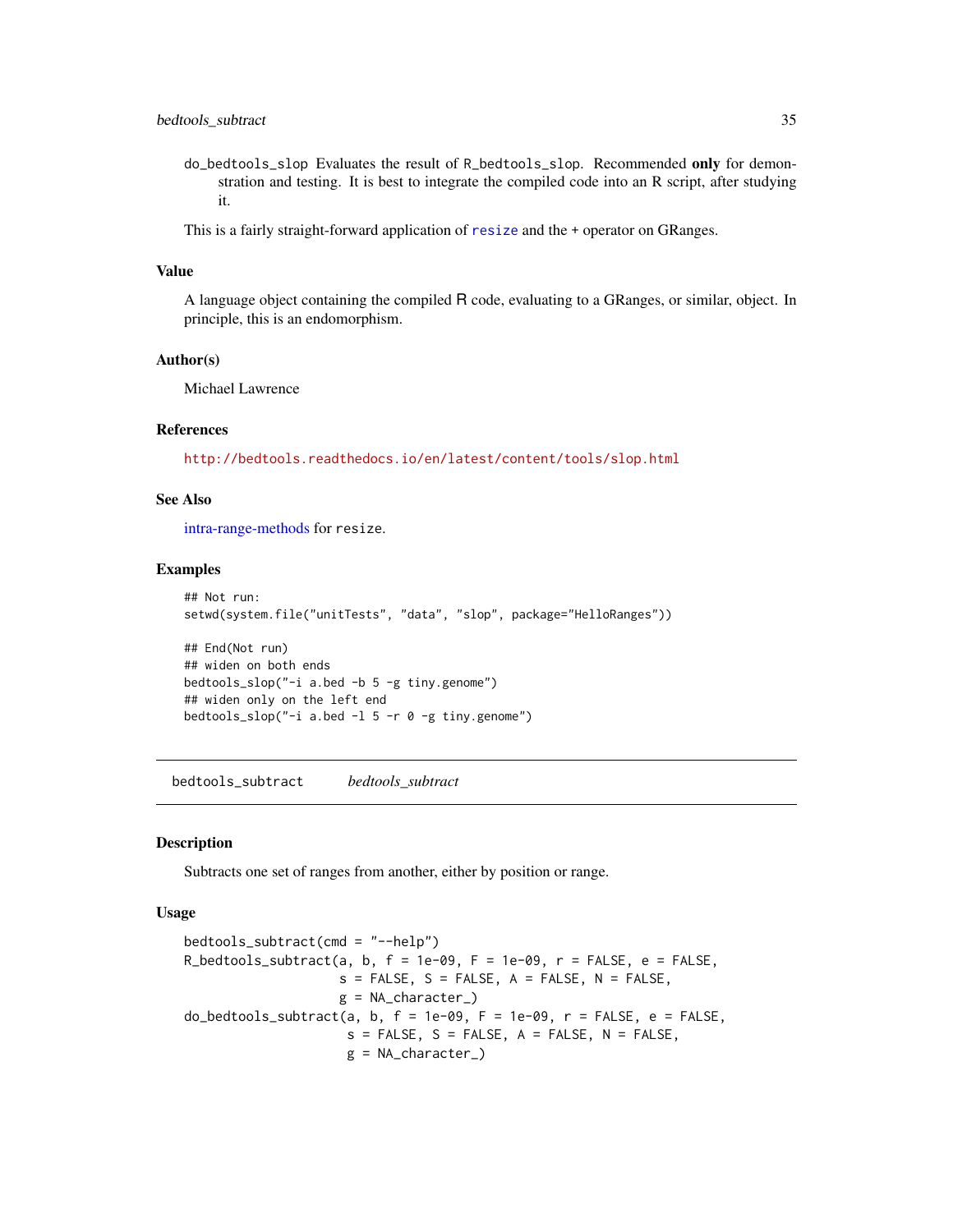do_bedtools_slop Evaluates the result of R_bedtools_slop. Recommended **only** for demonstration and testing. It is best to integrate the compiled code into an R script, after studying it.

This is a fairly straight-forward application of `resize` and the + operator on GRanges.

## Value

A language object containing the compiled R code, evaluating to a GRanges, or similar, object. In principle, this is an endomorphism.

## Author(s)

Michael Lawrence

## References

http://bedtools.readthedocs.io/en/latest/content/tools/slop.html

## See Also

intra-range-methods for `resize`.

## Examples

```
## Not run:
setwd(system.file("unitTests", "data", "slop", package="HelloRanges"))

## End(Not run)
## widen on both ends
bedtools_slop("-i a.bed -b 5 -g tiny.genome")
## widen only on the left end
bedtools_slop("-i a.bed -l 5 -r 0 -g tiny.genome")
```

---

# bedtools_subtract *bedtools_subtract*

## Description

Subtracts one set of ranges from another, either by position or range.

## Usage

```
bedtools_subtract(cmd = "--help")
R_bedtools_subtract(a, b, f = 1e-09, F = 1e-09, r = FALSE, e = FALSE,
                    s = FALSE, S = FALSE, A = FALSE, N = FALSE,
                    g = NA_character_)
do_bedtools_subtract(a, b, f = 1e-09, F = 1e-09, r = FALSE, e = FALSE,
                     s = FALSE, S = FALSE, A = FALSE, N = FALSE,
                     g = NA_character_)
```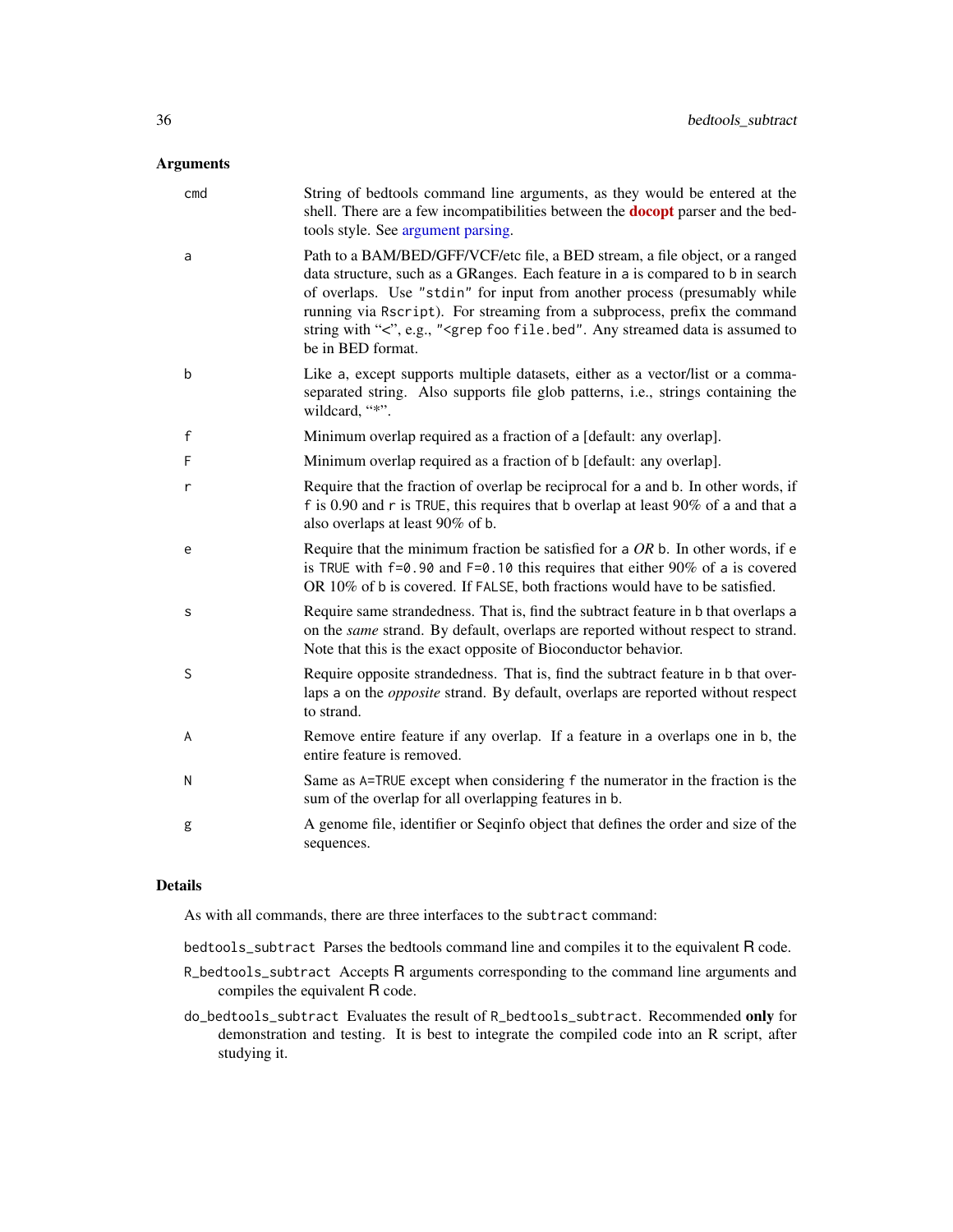## Arguments

- `cmd` String of bedtools command line arguments, as they would be entered at the shell. There are a few incompatibilities between the **docopt** parser and the bedtools style. See argument parsing.
- `a` Path to a BAM/BED/GFF/VCF/etc file, a BED stream, a file object, or a ranged data structure, such as a GRanges. Each feature in `a` is compared to `b` in search of overlaps. Use `"stdin"` for input from another process (presumably while running via `Rscript`). For streaming from a subprocess, prefix the command string with "<", e.g., `"<grep foo file.bed"`. Any streamed data is assumed to be in BED format.
- `b` Like `a`, except supports multiple datasets, either as a vector/list or a comma-separated string. Also supports file glob patterns, i.e., strings containing the wildcard, "*".
- `f` Minimum overlap required as a fraction of `a` [default: any overlap].
- `F` Minimum overlap required as a fraction of `b` [default: any overlap].
- `r` Require that the fraction of overlap be reciprocal for `a` and `b`. In other words, if `f` is 0.90 and `r` is `TRUE`, this requires that `b` overlap at least 90% of `a` and that `a` also overlaps at least 90% of `b`.
- `e` Require that the minimum fraction be satisfied for `a` *OR* `b`. In other words, if `e` is `TRUE` with `f=0.90` and `F=0.10` this requires that either 90% of `a` is covered OR 10% of `b` is covered. If `FALSE`, both fractions would have to be satisfied.
- `s` Require same strandedness. That is, find the subtract feature in `b` that overlaps `a` on the *same* strand. By default, overlaps are reported without respect to strand. Note that this is the exact opposite of Bioconductor behavior.
- `S` Require opposite strandedness. That is, find the subtract feature in `b` that overlaps `a` on the *opposite* strand. By default, overlaps are reported without respect to strand.
- `A` Remove entire feature if any overlap. If a feature in `a` overlaps one in `b`, the entire feature is removed.
- `N` Same as `A=TRUE` except when considering `f` the numerator in the fraction is the sum of the overlap for all overlapping features in `b`.
- `g` A genome file, identifier or Seqinfo object that defines the order and size of the sequences.

## Details

As with all commands, there are three interfaces to the `subtract` command:

- `bedtools_subtract` Parses the bedtools command line and compiles it to the equivalent R code.
- `R_bedtools_subtract` Accepts R arguments corresponding to the command line arguments and compiles the equivalent R code.
- `do_bedtools_subtract` Evaluates the result of `R_bedtools_subtract`. Recommended **only** for demonstration and testing. It is best to integrate the compiled code into an R script, after studying it.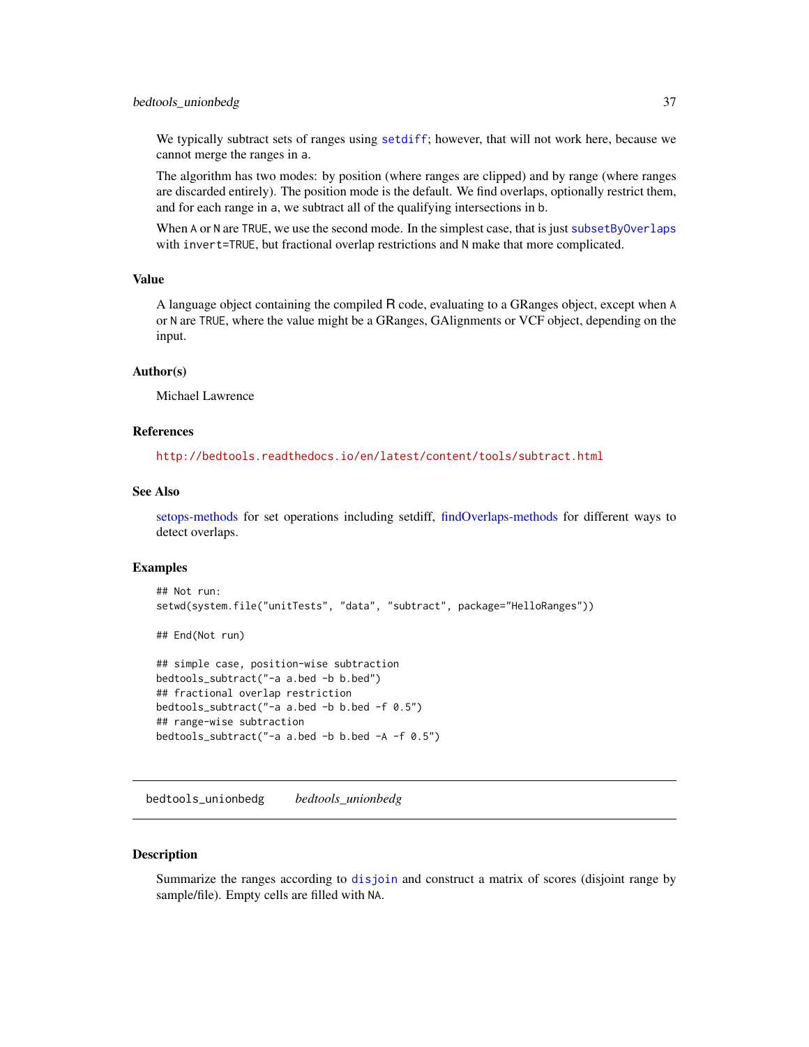We typically subtract sets of ranges using `setdiff`; however, that will not work here, because we cannot merge the ranges in a.

The algorithm has two modes: by position (where ranges are clipped) and by range (where ranges are discarded entirely). The position mode is the default. We find overlaps, optionally restrict them, and for each range in a, we subtract all of the qualifying intersections in b.

When A or N are TRUE, we use the second mode. In the simplest case, that is just `subsetByOverlaps` with invert=TRUE, but fractional overlap restrictions and N make that more complicated.

### Value

A language object containing the compiled R code, evaluating to a GRanges object, except when A or N are TRUE, where the value might be a GRanges, GAlignments or VCF object, depending on the input.

### Author(s)

Michael Lawrence

### References

http://bedtools.readthedocs.io/en/latest/content/tools/subtract.html

### See Also

setops-methods for set operations including setdiff, findOverlaps-methods for different ways to detect overlaps.

### Examples

```
## Not run:
setwd(system.file("unitTests", "data", "subtract", package="HelloRanges"))

## End(Not run)

## simple case, position-wise subtraction
bedtools_subtract("-a a.bed -b b.bed")
## fractional overlap restriction
bedtools_subtract("-a a.bed -b b.bed -f 0.5")
## range-wise subtraction
bedtools_subtract("-a a.bed -b b.bed -A -f 0.5")
```

---

## bedtools_unionbedg    *bedtools_unionbedg*

### Description

Summarize the ranges according to `disjoin` and construct a matrix of scores (disjoint range by sample/file). Empty cells are filled with NA.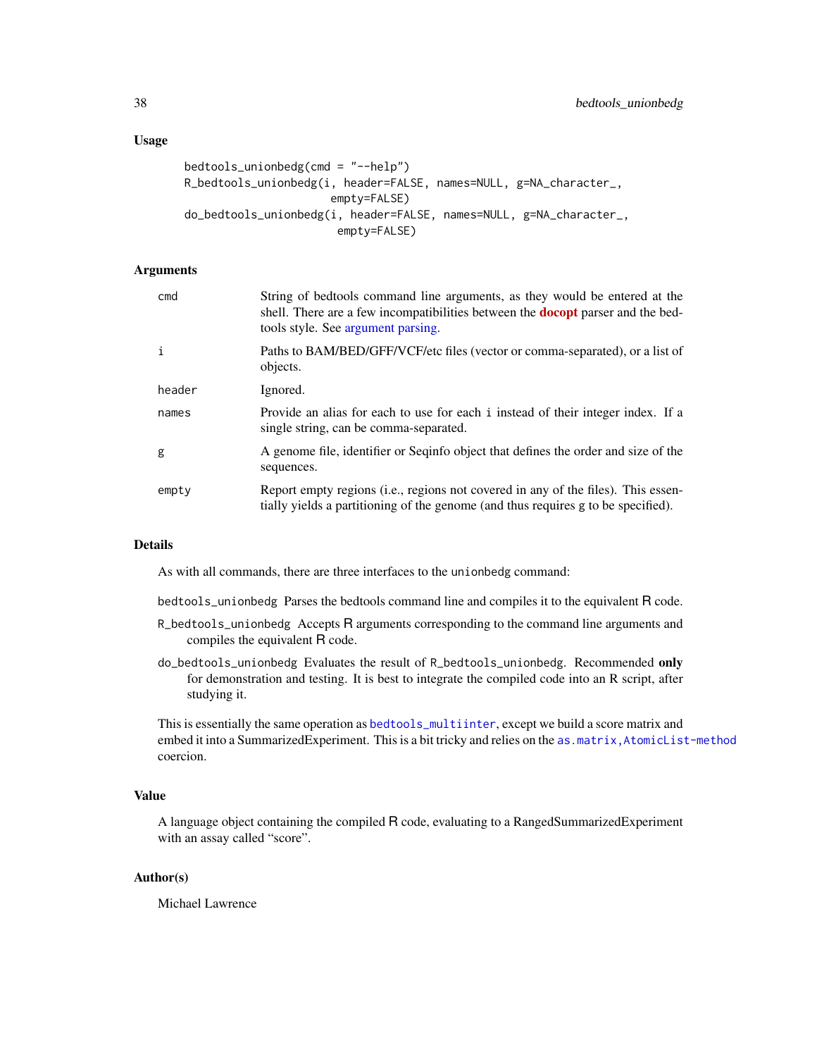## Usage

```
bedtools_unionbedg(cmd = "--help")
R_bedtools_unionbedg(i, header=FALSE, names=NULL, g=NA_character_,
                     empty=FALSE)
do_bedtools_unionbedg(i, header=FALSE, names=NULL, g=NA_character_,
                      empty=FALSE)
```

## Arguments

| | |
|---|---|
| `cmd` | String of bedtools command line arguments, as they would be entered at the shell. There are a few incompatibilities between the **docopt** parser and the bedtools style. See argument parsing. |
| `i` | Paths to BAM/BED/GFF/VCF/etc files (vector or comma-separated), or a list of objects. |
| `header` | Ignored. |
| `names` | Provide an alias for each to use for each `i` instead of their integer index. If a single string, can be comma-separated. |
| `g` | A genome file, identifier or Seqinfo object that defines the order and size of the sequences. |
| `empty` | Report empty regions (i.e., regions not covered in any of the files). This essentially yields a partitioning of the genome (and thus requires g to be specified). |

## Details

As with all commands, there are three interfaces to the `unionbedg` command:

`bedtools_unionbedg` Parses the bedtools command line and compiles it to the equivalent R code.

`R_bedtools_unionbedg` Accepts R arguments corresponding to the command line arguments and compiles the equivalent R code.

`do_bedtools_unionbedg` Evaluates the result of `R_bedtools_unionbedg`. Recommended **only** for demonstration and testing. It is best to integrate the compiled code into an R script, after studying it.

This is essentially the same operation as `bedtools_multiinter`, except we build a score matrix and embed it into a SummarizedExperiment. This is a bit tricky and relies on the `as.matrix,AtomicList-method` coercion.

## Value

A language object containing the compiled R code, evaluating to a RangedSummarizedExperiment with an assay called "score".

## Author(s)

Michael Lawrence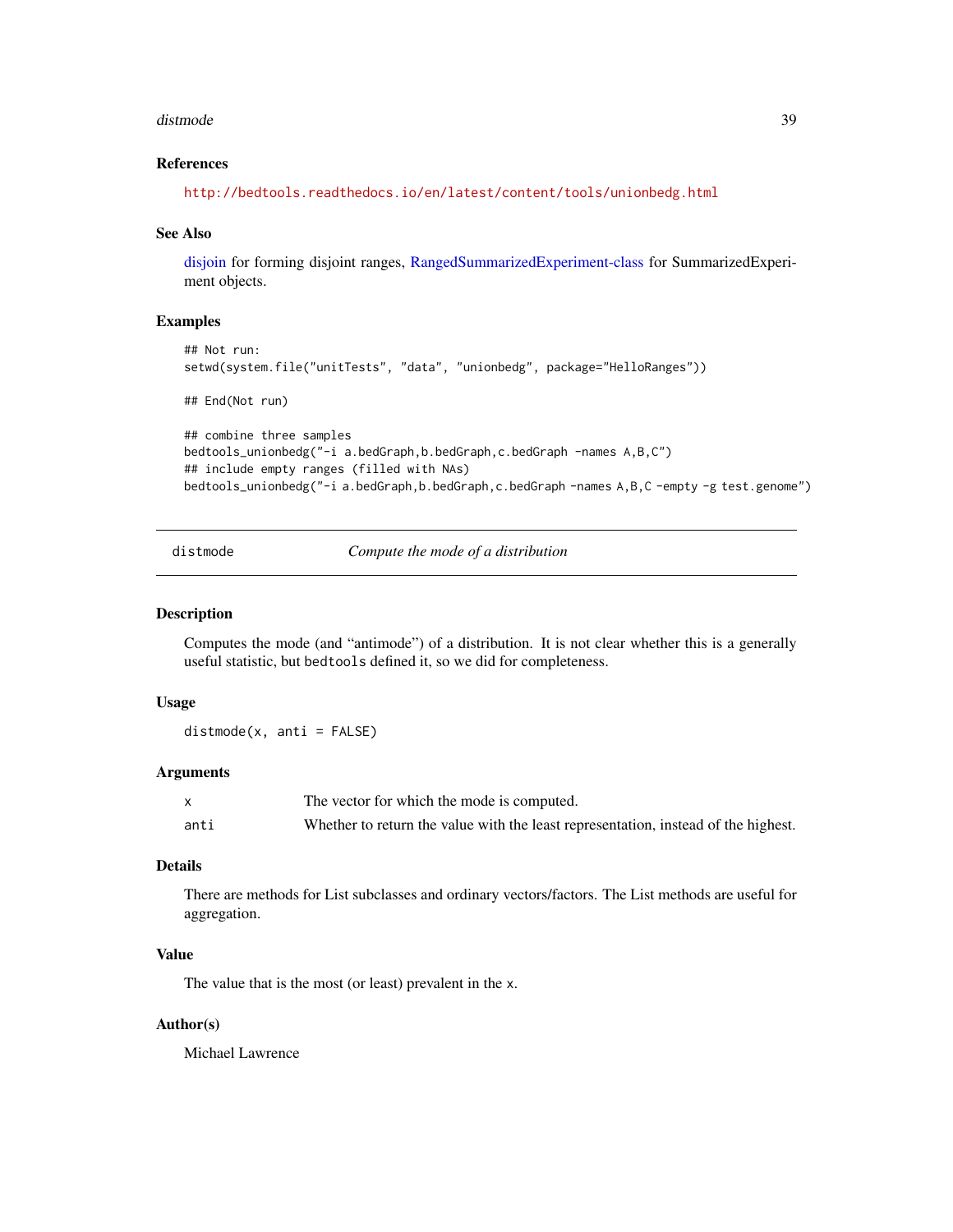### References

http://bedtools.readthedocs.io/en/latest/content/tools/unionbedg.html

### See Also

disjoin for forming disjoint ranges, RangedSummarizedExperiment-class for SummarizedExperiment objects.

### Examples

```
## Not run:
setwd(system.file("unitTests", "data", "unionbedg", package="HelloRanges"))

## End(Not run)

## combine three samples
bedtools_unionbedg("-i a.bedGraph,b.bedGraph,c.bedGraph -names A,B,C")
## include empty ranges (filled with NAs)
bedtools_unionbedg("-i a.bedGraph,b.bedGraph,c.bedGraph -names A,B,C -empty -g test.genome")
```

---

## distmode — *Compute the mode of a distribution*

### Description

Computes the mode (and "antimode") of a distribution. It is not clear whether this is a generally useful statistic, but `bedtools` defined it, so we did for completeness.

### Usage

```
distmode(x, anti = FALSE)
```

### Arguments

| | |
|---|---|
| `x` | The vector for which the mode is computed. |
| `anti` | Whether to return the value with the least representation, instead of the highest. |

### Details

There are methods for List subclasses and ordinary vectors/factors. The List methods are useful for aggregation.

### Value

The value that is the most (or least) prevalent in the `x`.

### Author(s)

Michael Lawrence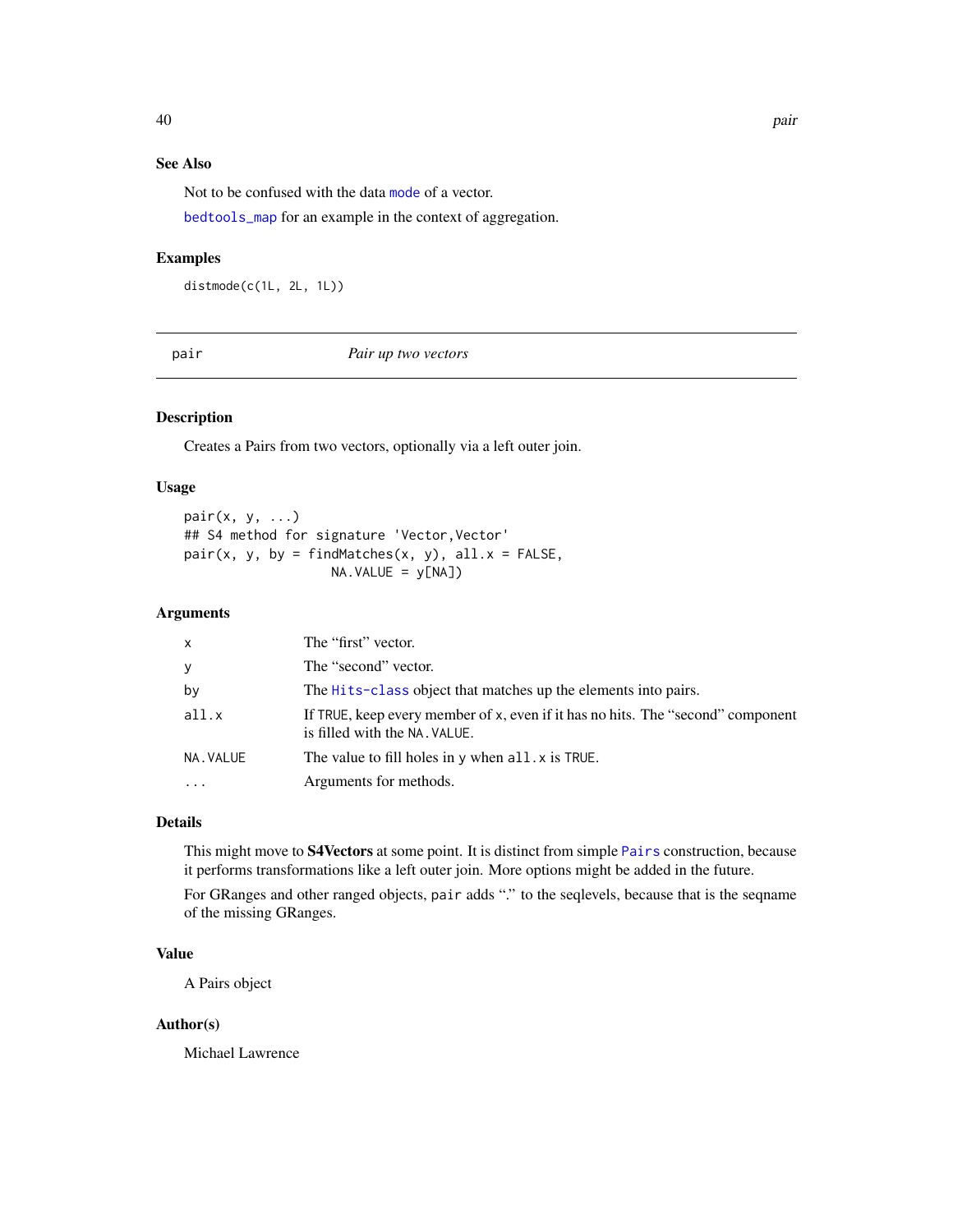## See Also

Not to be confused with the data `mode` of a vector.

`bedtools_map` for an example in the context of aggregation.

## Examples

```
distmode(c(1L, 2L, 1L))
```

---

# pair — *Pair up two vectors*

---

## Description

Creates a Pairs from two vectors, optionally via a left outer join.

## Usage

```
pair(x, y, ...)
## S4 method for signature 'Vector,Vector'
pair(x, y, by = findMatches(x, y), all.x = FALSE,
                    NA.VALUE = y[NA])
```

## Arguments

| | |
|---|---|
| `x` | The "first" vector. |
| `y` | The "second" vector. |
| `by` | The `Hits-class` object that matches up the elements into pairs. |
| `all.x` | If `TRUE`, keep every member of `x`, even if it has no hits. The "second" component is filled with the `NA.VALUE`. |
| `NA.VALUE` | The value to fill holes in `y` when `all.x` is `TRUE`. |
| `...` | Arguments for methods. |

## Details

This might move to **S4Vectors** at some point. It is distinct from simple `Pairs` construction, because it performs transformations like a left outer join. More options might be added in the future.

For GRanges and other ranged objects, `pair` adds "." to the seqlevels, because that is the seqname of the missing GRanges.

## Value

A Pairs object

## Author(s)

Michael Lawrence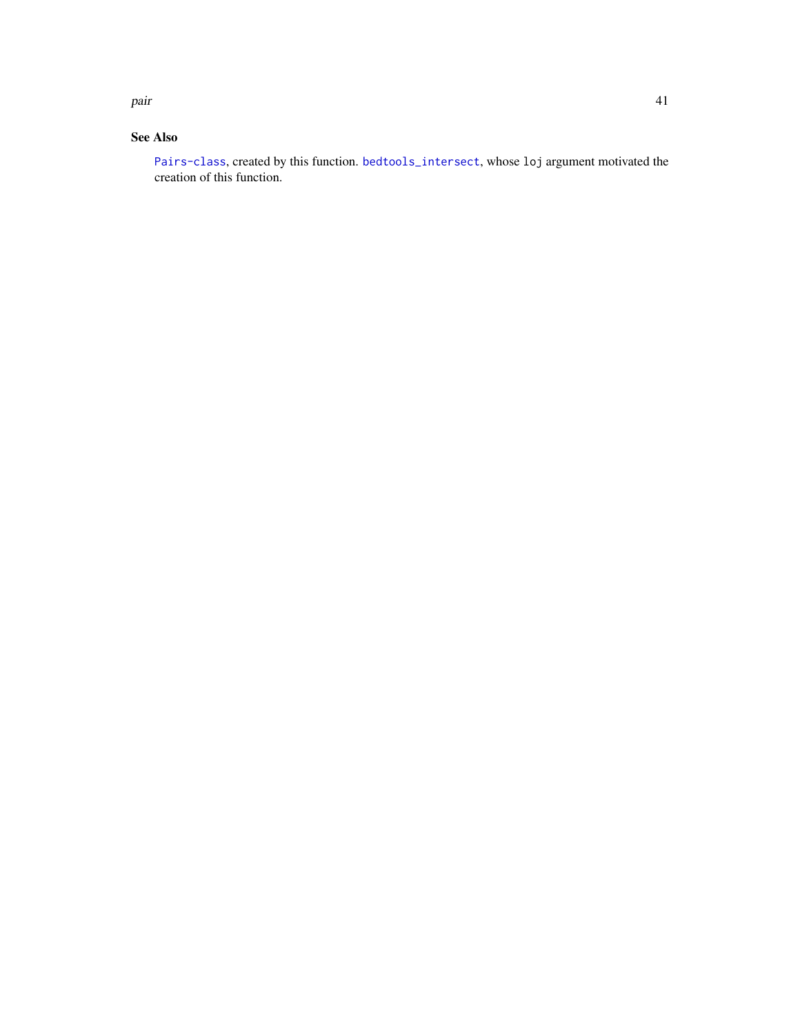## See Also

`Pairs-class`, created by this function. `bedtools_intersect`, whose `loj` argument motivated the creation of this function.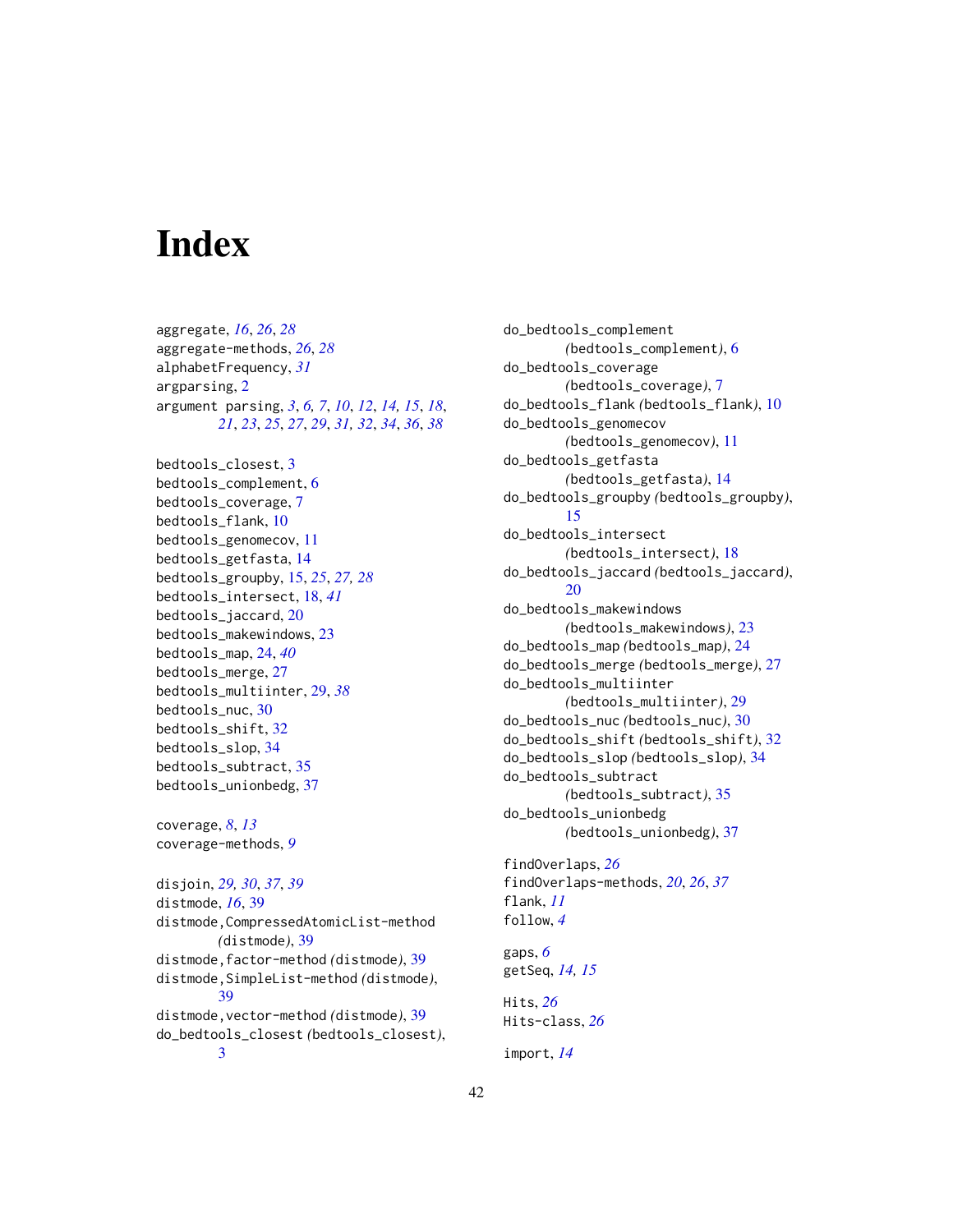# Index

aggregate, *16*, *26*, *28*
aggregate-methods, *26*, *28*
alphabetFrequency, *31*
argparsing, 2
argument parsing, *3*, *6, 7*, *10*, *12*, *14, 15*, *18*, *21*, *23*, *25*, *27*, *29*, *31, 32*, *34*, *36*, *38*

bedtools_closest, 3
bedtools_complement, 6
bedtools_coverage, 7
bedtools_flank, 10
bedtools_genomecov, 11
bedtools_getfasta, 14
bedtools_groupby, 15, *25*, *27, 28*
bedtools_intersect, 18, *41*
bedtools_jaccard, 20
bedtools_makewindows, 23
bedtools_map, 24, *40*
bedtools_merge, 27
bedtools_multiinter, 29, *38*
bedtools_nuc, 30
bedtools_shift, 32
bedtools_slop, 34
bedtools_subtract, 35
bedtools_unionbedg, 37

coverage, *8*, *13*
coverage-methods, *9*

disjoin, *29, 30*, *37*, *39*
distmode, *16*, 39
distmode,CompressedAtomicList-method *(distmode)*, 39
distmode,factor-method *(distmode)*, 39
distmode,SimpleList-method *(distmode)*, 39
distmode,vector-method *(distmode)*, 39
do_bedtools_closest *(bedtools_closest)*, 3
do_bedtools_complement *(bedtools_complement)*, 6
do_bedtools_coverage *(bedtools_coverage)*, 7
do_bedtools_flank *(bedtools_flank)*, 10
do_bedtools_genomecov *(bedtools_genomecov)*, 11
do_bedtools_getfasta *(bedtools_getfasta)*, 14
do_bedtools_groupby *(bedtools_groupby)*, 15
do_bedtools_intersect *(bedtools_intersect)*, 18
do_bedtools_jaccard *(bedtools_jaccard)*, 20
do_bedtools_makewindows *(bedtools_makewindows)*, 23
do_bedtools_map *(bedtools_map)*, 24
do_bedtools_merge *(bedtools_merge)*, 27
do_bedtools_multiinter *(bedtools_multiinter)*, 29
do_bedtools_nuc *(bedtools_nuc)*, 30
do_bedtools_shift *(bedtools_shift)*, 32
do_bedtools_slop *(bedtools_slop)*, 34
do_bedtools_subtract *(bedtools_subtract)*, 35
do_bedtools_unionbedg *(bedtools_unionbedg)*, 37

findOverlaps, *26*
findOverlaps-methods, *20*, *26*, *37*
flank, *11*
follow, *4*

gaps, *6*
getSeq, *14, 15*

Hits, *26*
Hits-class, *26*

import, *14*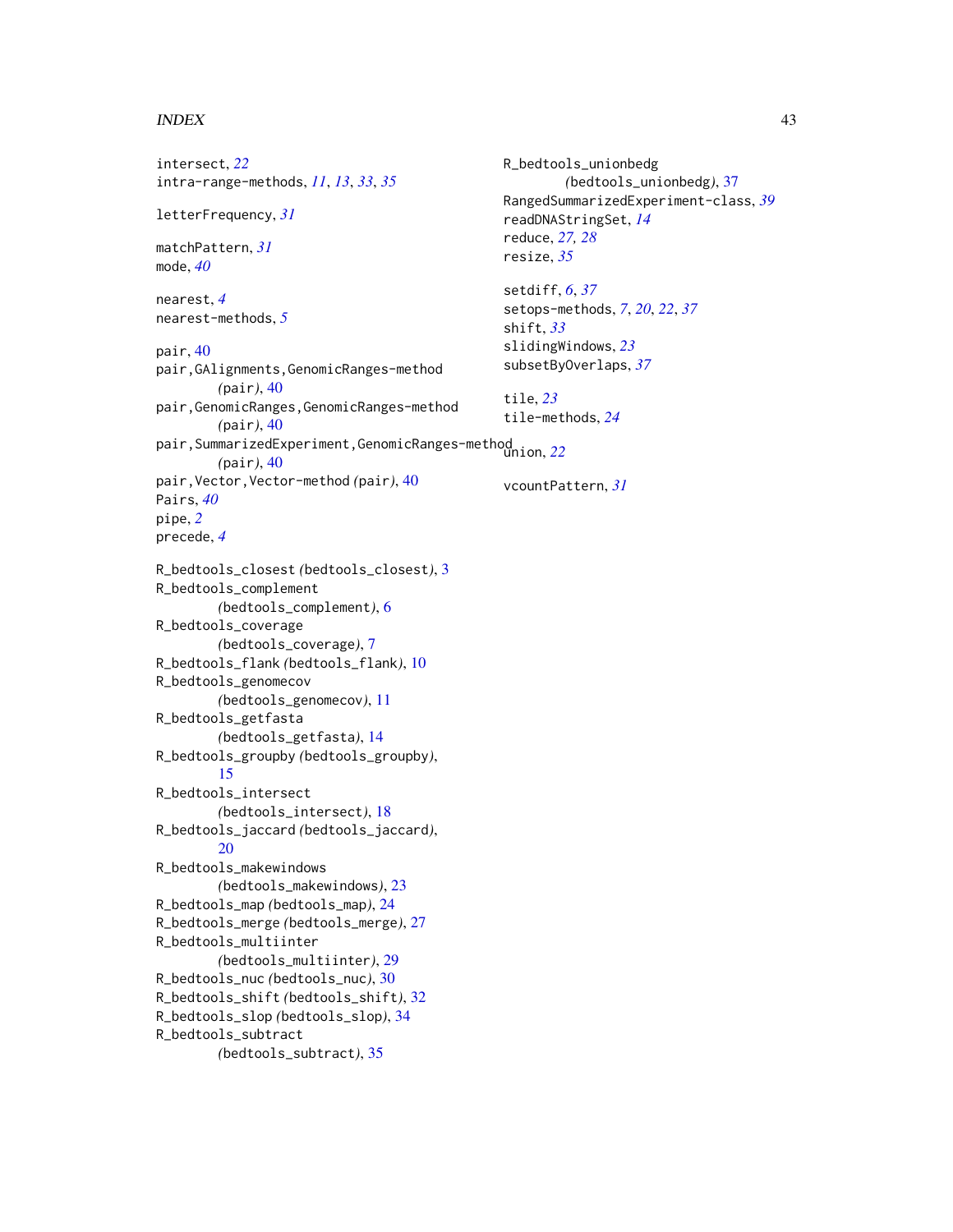intersect, *22*
intra-range-methods, *11*, *13*, *33*, *35*

letterFrequency, *31*

matchPattern, *31*
mode, *40*

nearest, *4*
nearest-methods, *5*

pair, 40
pair,GAlignments,GenomicRanges-method (*pair*), 40
pair,GenomicRanges,GenomicRanges-method (*pair*), 40
pair,SummarizedExperiment,GenomicRanges-method (*pair*), 40
pair,Vector,Vector-method (*pair*), 40
Pairs, *40*
pipe, *2*
precede, *4*

R_bedtools_closest (*bedtools_closest*), 3
R_bedtools_complement (*bedtools_complement*), 6
R_bedtools_coverage (*bedtools_coverage*), 7
R_bedtools_flank (*bedtools_flank*), 10
R_bedtools_genomecov (*bedtools_genomecov*), 11
R_bedtools_getfasta (*bedtools_getfasta*), 14
R_bedtools_groupby (*bedtools_groupby*), 15
R_bedtools_intersect (*bedtools_intersect*), 18
R_bedtools_jaccard (*bedtools_jaccard*), 20
R_bedtools_makewindows (*bedtools_makewindows*), 23
R_bedtools_map (*bedtools_map*), 24
R_bedtools_merge (*bedtools_merge*), 27
R_bedtools_multiinter (*bedtools_multiinter*), 29
R_bedtools_nuc (*bedtools_nuc*), 30
R_bedtools_shift (*bedtools_shift*), 32
R_bedtools_slop (*bedtools_slop*), 34
R_bedtools_subtract (*bedtools_subtract*), 35
R_bedtools_unionbedg (*bedtools_unionbedg*), 37
RangedSummarizedExperiment-class, *39*
readDNAStringSet, *14*
reduce, *27, 28*
resize, *35*

setdiff, *6*, *37*
setops-methods, *7*, *20*, *22*, *37*
shift, *33*
slidingWindows, *23*
subsetByOverlaps, *37*

tile, *23*
tile-methods, *24*

union, *22*

vcountPattern, *31*